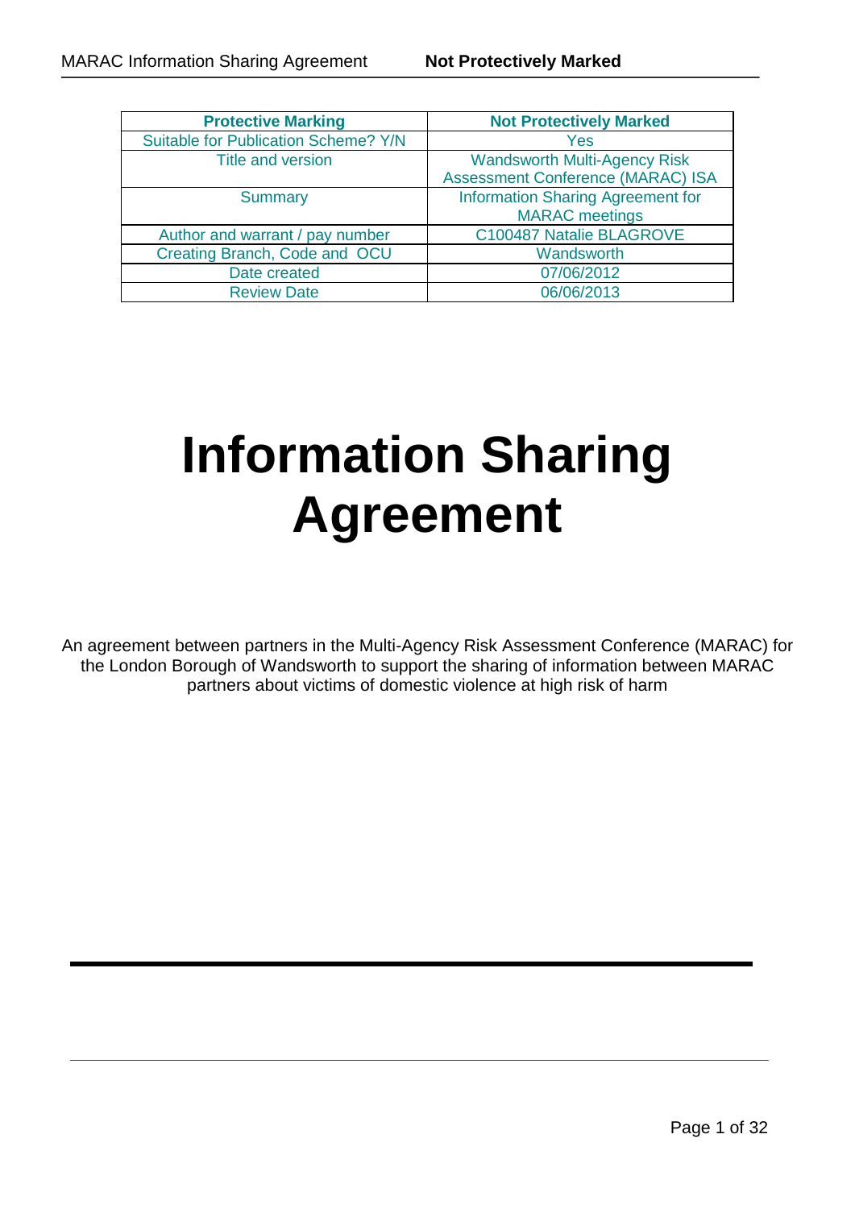| Protective Marking | Not Protectively Marked |
| --- | --- |
| Suitable for Publication Scheme? Y/N | Yes |
| Title and version | Wandsworth Multi-Agency Risk Assessment Conference (MARAC) ISA |
| Summary | Information Sharing Agreement for MARAC meetings |
| Author and warrant / pay number | C100487 Natalie BLAGROVE |
| Creating Branch, Code and OCU | Wandsworth |
| Date created | 07/06/2012 |
| Review Date | 06/06/2013 |

# Information Sharing Agreement

An agreement between partners in the Multi-Agency Risk Assessment Conference (MARAC) for the London Borough of Wandsworth to support the sharing of information between MARAC partners about victims of domestic violence at high risk of harm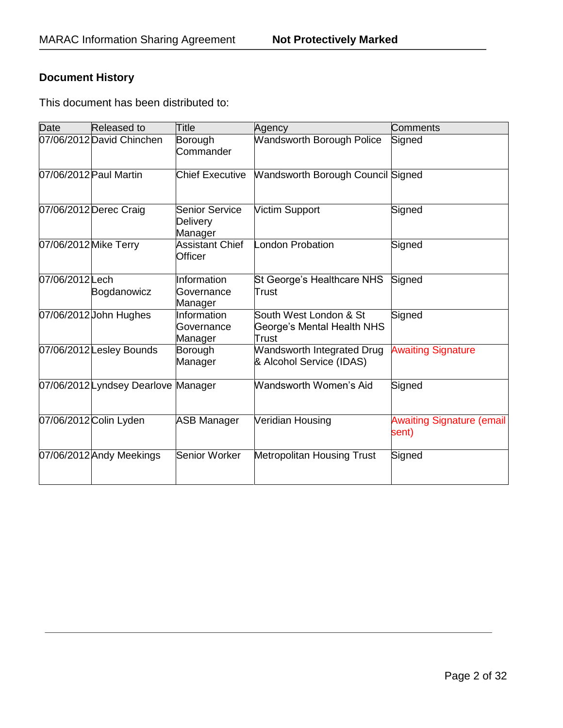## Document History

This document has been distributed to:

| Date | Released to | Title | Agency | Comments |
|---|---|---|---|---|
| 07/06/2012 | David Chinchen | Borough Commander | Wandsworth Borough Police | Signed |
| 07/06/2012 | Paul Martin | Chief Executive | Wandsworth Borough Council | Signed |
| 07/06/2012 | Derec Craig | Senior Service Delivery Manager | Victim Support | Signed |
| 07/06/2012 | Mike Terry | Assistant Chief Officer | London Probation | Signed |
| 07/06/2012 | Lech Bogdanowicz | Information Governance Manager | St George's Healthcare NHS Trust | Signed |
| 07/06/2012 | John Hughes | Information Governance Manager | South West London & St George's Mental Health NHS Trust | Signed |
| 07/06/2012 | Lesley Bounds | Borough Manager | Wandsworth Integrated Drug & Alcohol Service (IDAS) | Awaiting Signature |
| 07/06/2012 | Lyndsey Dearlove | Manager | Wandsworth Women's Aid | Signed |
| 07/06/2012 | Colin Lyden | ASB Manager | Veridian Housing | Awaiting Signature (email sent) |
| 07/06/2012 | Andy Meekings | Senior Worker | Metropolitan Housing Trust | Signed |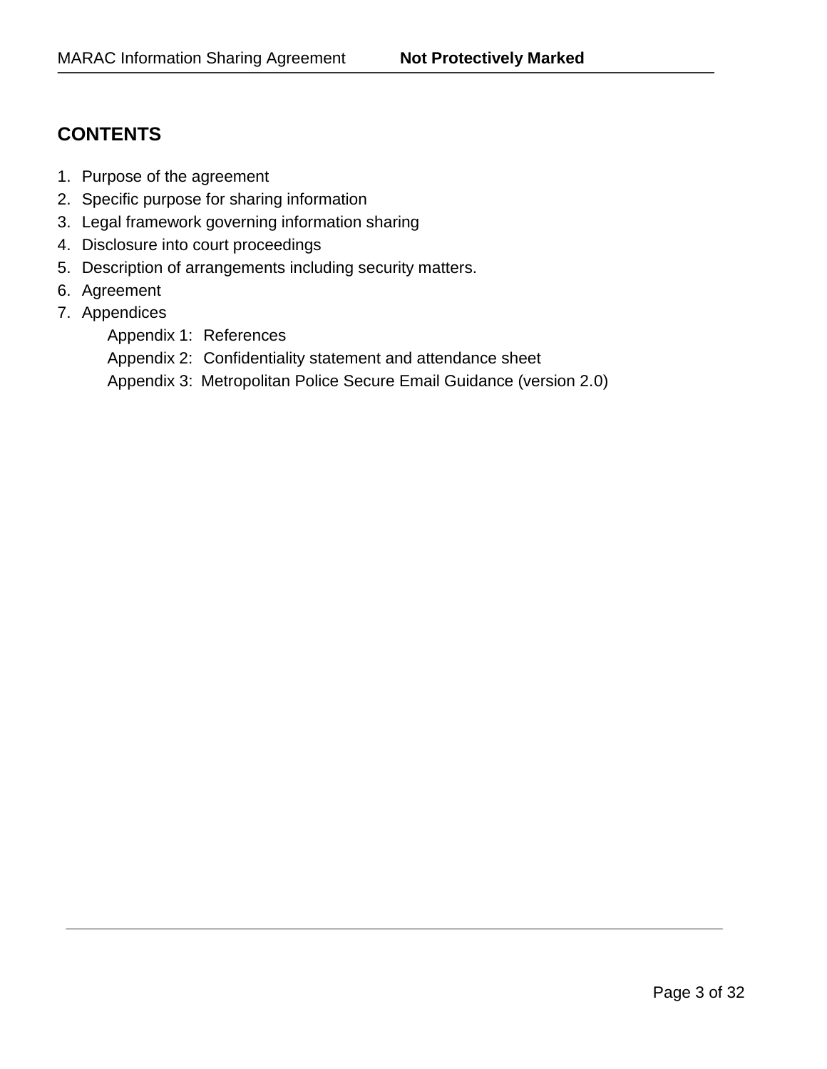## CONTENTS

1. Purpose of the agreement
2. Specific purpose for sharing information
3. Legal framework governing information sharing
4. Disclosure into court proceedings
5. Description of arrangements including security matters.
6. Agreement
7. Appendices
   - Appendix 1: References
   - Appendix 2: Confidentiality statement and attendance sheet
   - Appendix 3: Metropolitan Police Secure Email Guidance (version 2.0)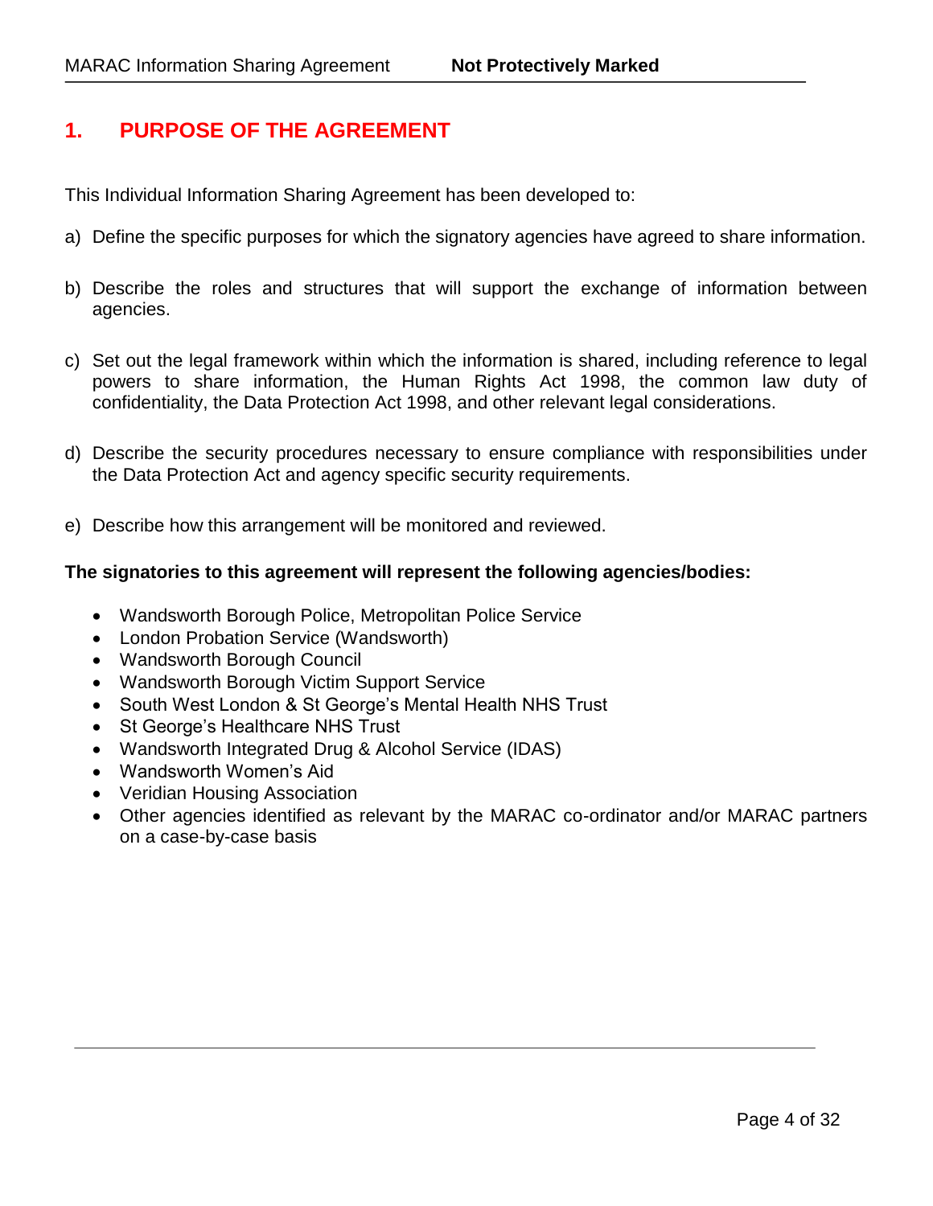# 1. PURPOSE OF THE AGREEMENT

This Individual Information Sharing Agreement has been developed to:

a) Define the specific purposes for which the signatory agencies have agreed to share information.

b) Describe the roles and structures that will support the exchange of information between agencies.

c) Set out the legal framework within which the information is shared, including reference to legal powers to share information, the Human Rights Act 1998, the common law duty of confidentiality, the Data Protection Act 1998, and other relevant legal considerations.

d) Describe the security procedures necessary to ensure compliance with responsibilities under the Data Protection Act and agency specific security requirements.

e) Describe how this arrangement will be monitored and reviewed.

**The signatories to this agreement will represent the following agencies/bodies:**

- Wandsworth Borough Police, Metropolitan Police Service
- London Probation Service (Wandsworth)
- Wandsworth Borough Council
- Wandsworth Borough Victim Support Service
- South West London & St George's Mental Health NHS Trust
- St George's Healthcare NHS Trust
- Wandsworth Integrated Drug & Alcohol Service (IDAS)
- Wandsworth Women's Aid
- Veridian Housing Association
- Other agencies identified as relevant by the MARAC co-ordinator and/or MARAC partners on a case-by-case basis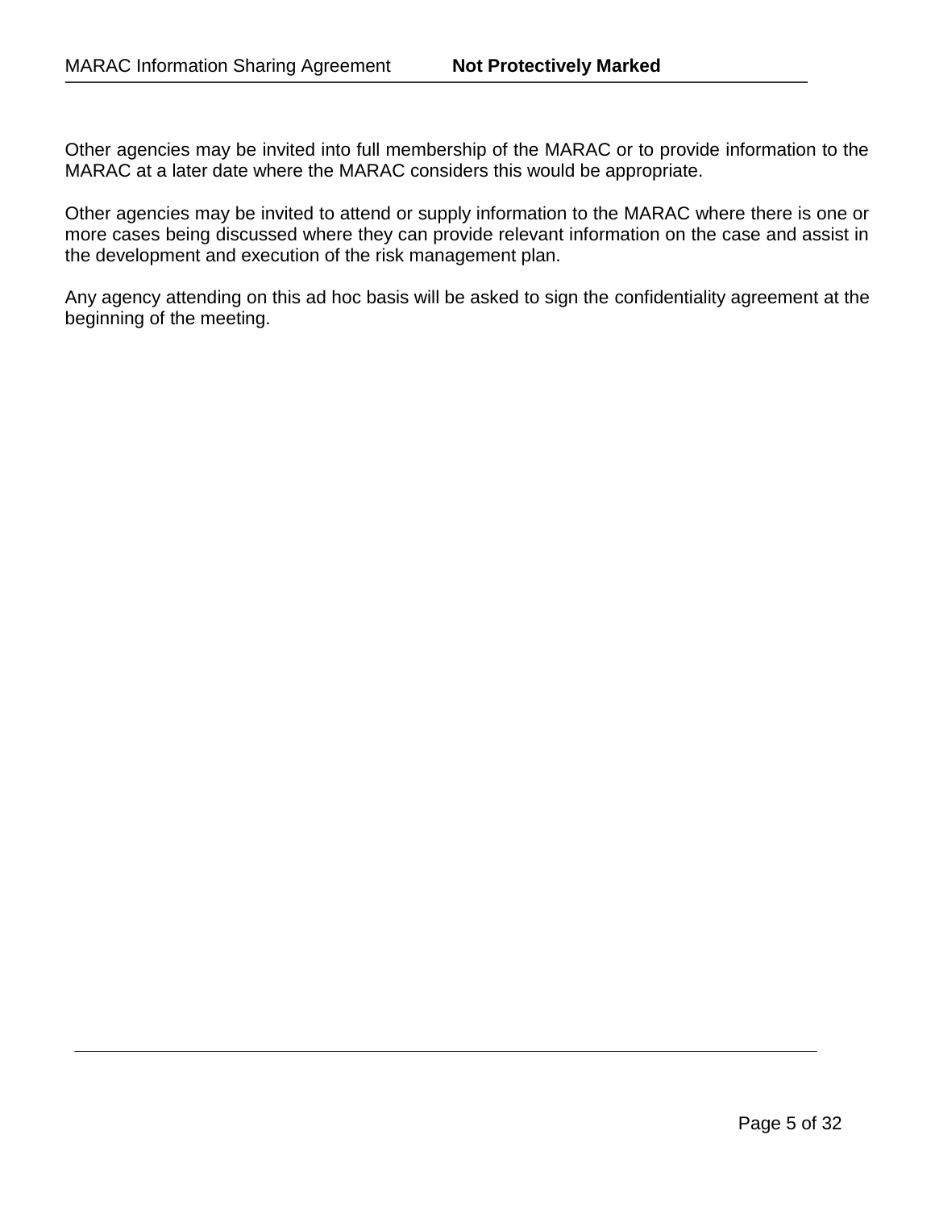Other agencies may be invited into full membership of the MARAC or to provide information to the MARAC at a later date where the MARAC considers this would be appropriate.

Other agencies may be invited to attend or supply information to the MARAC where there is one or more cases being discussed where they can provide relevant information on the case and assist in the development and execution of the risk management plan.

Any agency attending on this ad hoc basis will be asked to sign the confidentiality agreement at the beginning of the meeting.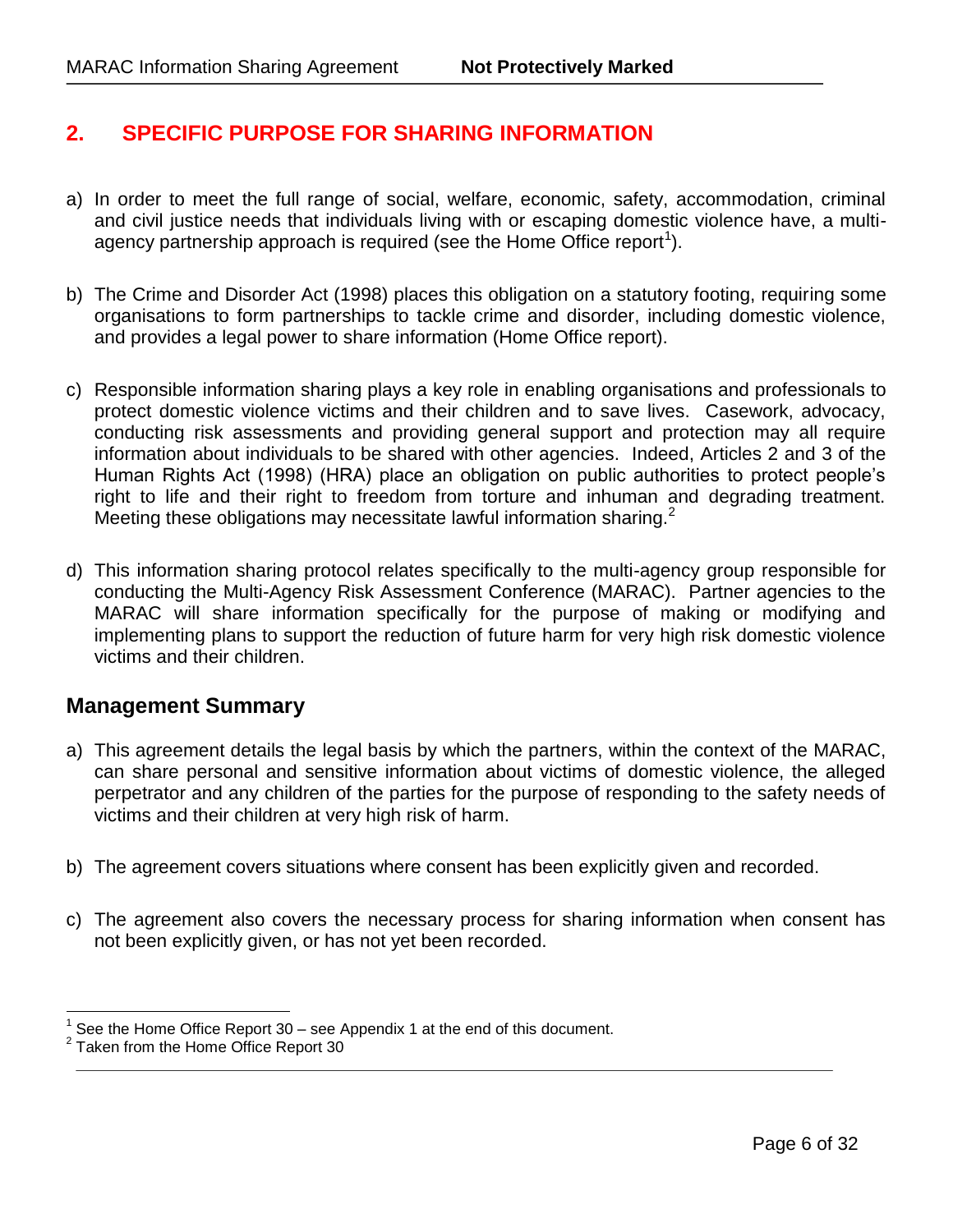## 2. SPECIFIC PURPOSE FOR SHARING INFORMATION

a) In order to meet the full range of social, welfare, economic, safety, accommodation, criminal and civil justice needs that individuals living with or escaping domestic violence have, a multi-agency partnership approach is required (see the Home Office report[1]).

b) The Crime and Disorder Act (1998) places this obligation on a statutory footing, requiring some organisations to form partnerships to tackle crime and disorder, including domestic violence, and provides a legal power to share information (Home Office report).

c) Responsible information sharing plays a key role in enabling organisations and professionals to protect domestic violence victims and their children and to save lives. Casework, advocacy, conducting risk assessments and providing general support and protection may all require information about individuals to be shared with other agencies. Indeed, Articles 2 and 3 of the Human Rights Act (1998) (HRA) place an obligation on public authorities to protect people's right to life and their right to freedom from torture and inhuman and degrading treatment. Meeting these obligations may necessitate lawful information sharing.[2]

d) This information sharing protocol relates specifically to the multi-agency group responsible for conducting the Multi-Agency Risk Assessment Conference (MARAC). Partner agencies to the MARAC will share information specifically for the purpose of making or modifying and implementing plans to support the reduction of future harm for very high risk domestic violence victims and their children.

### Management Summary

a) This agreement details the legal basis by which the partners, within the context of the MARAC, can share personal and sensitive information about victims of domestic violence, the alleged perpetrator and any children of the parties for the purpose of responding to the safety needs of victims and their children at very high risk of harm.

b) The agreement covers situations where consent has been explicitly given and recorded.

c) The agreement also covers the necessary process for sharing information when consent has not been explicitly given, or has not yet been recorded.

---

[1] See the Home Office Report 30 – see Appendix 1 at the end of this document.

[2] Taken from the Home Office Report 30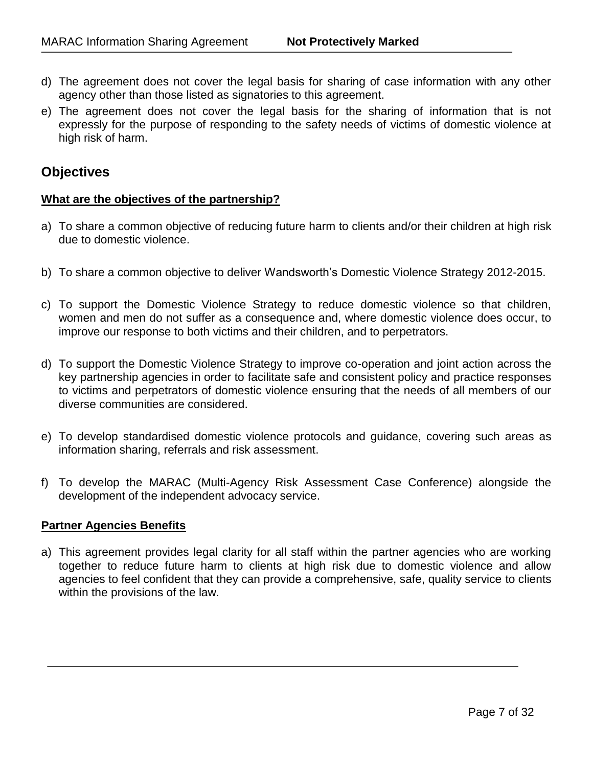d) The agreement does not cover the legal basis for sharing of case information with any other agency other than those listed as signatories to this agreement.

e) The agreement does not cover the legal basis for the sharing of information that is not expressly for the purpose of responding to the safety needs of victims of domestic violence at high risk of harm.

## Objectives

**What are the objectives of the partnership?**

a) To share a common objective of reducing future harm to clients and/or their children at high risk due to domestic violence.

b) To share a common objective to deliver Wandsworth's Domestic Violence Strategy 2012-2015.

c) To support the Domestic Violence Strategy to reduce domestic violence so that children, women and men do not suffer as a consequence and, where domestic violence does occur, to improve our response to both victims and their children, and to perpetrators.

d) To support the Domestic Violence Strategy to improve co-operation and joint action across the key partnership agencies in order to facilitate safe and consistent policy and practice responses to victims and perpetrators of domestic violence ensuring that the needs of all members of our diverse communities are considered.

e) To develop standardised domestic violence protocols and guidance, covering such areas as information sharing, referrals and risk assessment.

f) To develop the MARAC (Multi-Agency Risk Assessment Case Conference) alongside the development of the independent advocacy service.

**Partner Agencies Benefits**

a) This agreement provides legal clarity for all staff within the partner agencies who are working together to reduce future harm to clients at high risk due to domestic violence and allow agencies to feel confident that they can provide a comprehensive, safe, quality service to clients within the provisions of the law.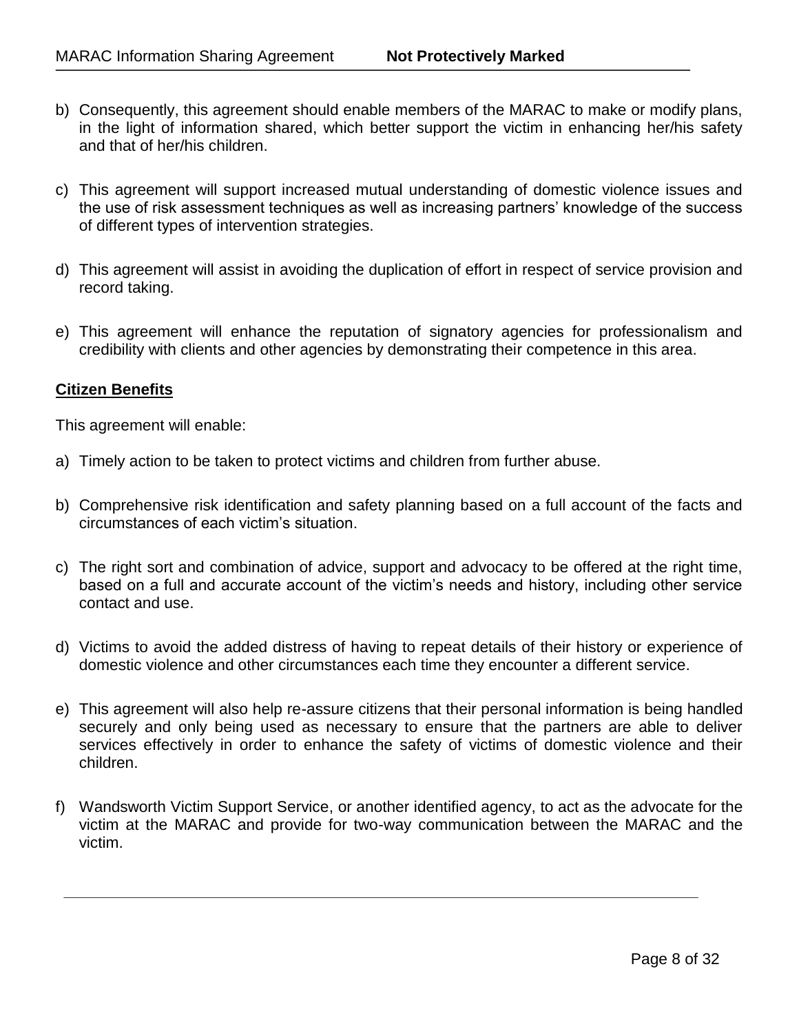b) Consequently, this agreement should enable members of the MARAC to make or modify plans, in the light of information shared, which better support the victim in enhancing her/his safety and that of her/his children.

c) This agreement will support increased mutual understanding of domestic violence issues and the use of risk assessment techniques as well as increasing partners' knowledge of the success of different types of intervention strategies.

d) This agreement will assist in avoiding the duplication of effort in respect of service provision and record taking.

e) This agreement will enhance the reputation of signatory agencies for professionalism and credibility with clients and other agencies by demonstrating their competence in this area.

## Citizen Benefits

This agreement will enable:

a) Timely action to be taken to protect victims and children from further abuse.

b) Comprehensive risk identification and safety planning based on a full account of the facts and circumstances of each victim's situation.

c) The right sort and combination of advice, support and advocacy to be offered at the right time, based on a full and accurate account of the victim's needs and history, including other service contact and use.

d) Victims to avoid the added distress of having to repeat details of their history or experience of domestic violence and other circumstances each time they encounter a different service.

e) This agreement will also help re-assure citizens that their personal information is being handled securely and only being used as necessary to ensure that the partners are able to deliver services effectively in order to enhance the safety of victims of domestic violence and their children.

f) Wandsworth Victim Support Service, or another identified agency, to act as the advocate for the victim at the MARAC and provide for two-way communication between the MARAC and the victim.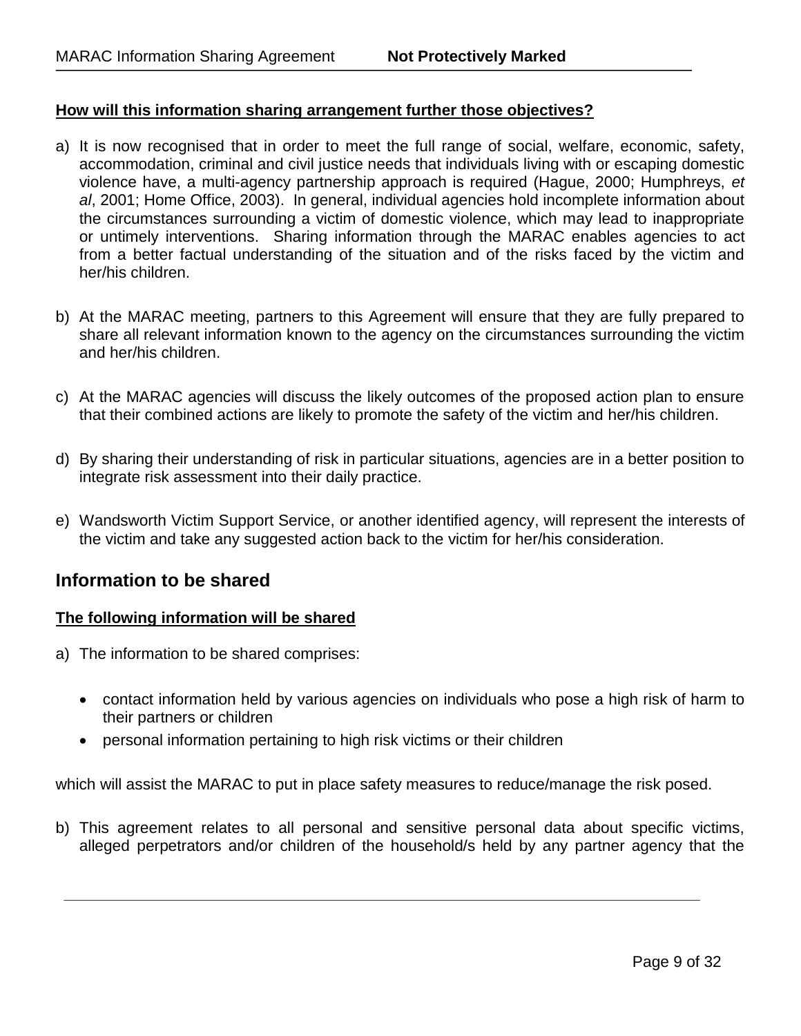**How will this information sharing arrangement further those objectives?**

a) It is now recognised that in order to meet the full range of social, welfare, economic, safety, accommodation, criminal and civil justice needs that individuals living with or escaping domestic violence have, a multi-agency partnership approach is required (Hague, 2000; Humphreys, *et al*, 2001; Home Office, 2003). In general, individual agencies hold incomplete information about the circumstances surrounding a victim of domestic violence, which may lead to inappropriate or untimely interventions. Sharing information through the MARAC enables agencies to act from a better factual understanding of the situation and of the risks faced by the victim and her/his children.

b) At the MARAC meeting, partners to this Agreement will ensure that they are fully prepared to share all relevant information known to the agency on the circumstances surrounding the victim and her/his children.

c) At the MARAC agencies will discuss the likely outcomes of the proposed action plan to ensure that their combined actions are likely to promote the safety of the victim and her/his children.

d) By sharing their understanding of risk in particular situations, agencies are in a better position to integrate risk assessment into their daily practice.

e) Wandsworth Victim Support Service, or another identified agency, will represent the interests of the victim and take any suggested action back to the victim for her/his consideration.

## Information to be shared

**The following information will be shared**

a) The information to be shared comprises:

- contact information held by various agencies on individuals who pose a high risk of harm to their partners or children
- personal information pertaining to high risk victims or their children

which will assist the MARAC to put in place safety measures to reduce/manage the risk posed.

b) This agreement relates to all personal and sensitive personal data about specific victims, alleged perpetrators and/or children of the household/s held by any partner agency that the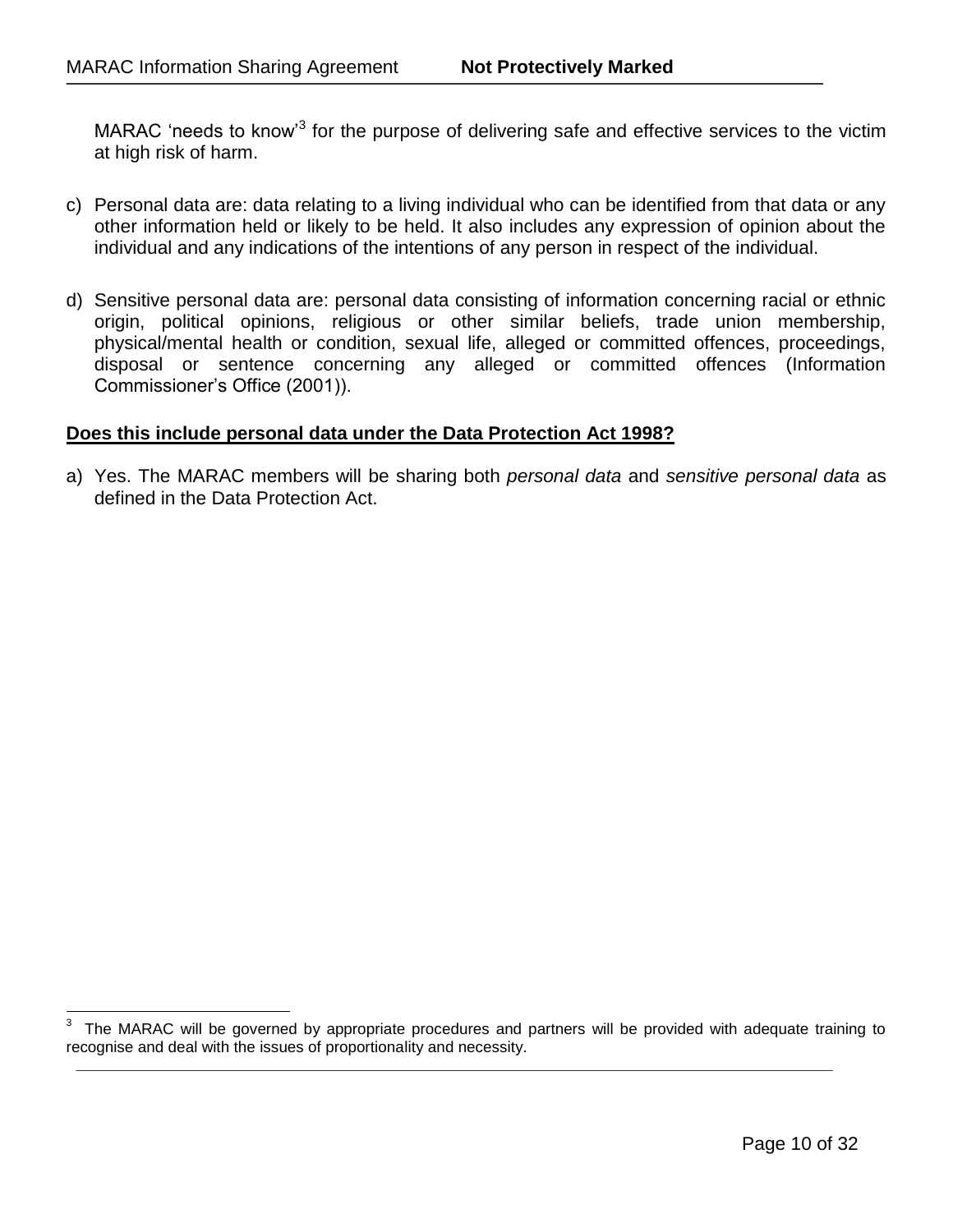MARAC 'needs to know'[3] for the purpose of delivering safe and effective services to the victim at high risk of harm.

c) Personal data are: data relating to a living individual who can be identified from that data or any other information held or likely to be held. It also includes any expression of opinion about the individual and any indications of the intentions of any person in respect of the individual.

d) Sensitive personal data are: personal data consisting of information concerning racial or ethnic origin, political opinions, religious or other similar beliefs, trade union membership, physical/mental health or condition, sexual life, alleged or committed offences, proceedings, disposal or sentence concerning any alleged or committed offences (Information Commissioner's Office (2001)).

**Does this include personal data under the Data Protection Act 1998?**

a) Yes. The MARAC members will be sharing both *personal data* and *sensitive personal data* as defined in the Data Protection Act.

---

[3] The MARAC will be governed by appropriate procedures and partners will be provided with adequate training to recognise and deal with the issues of proportionality and necessity.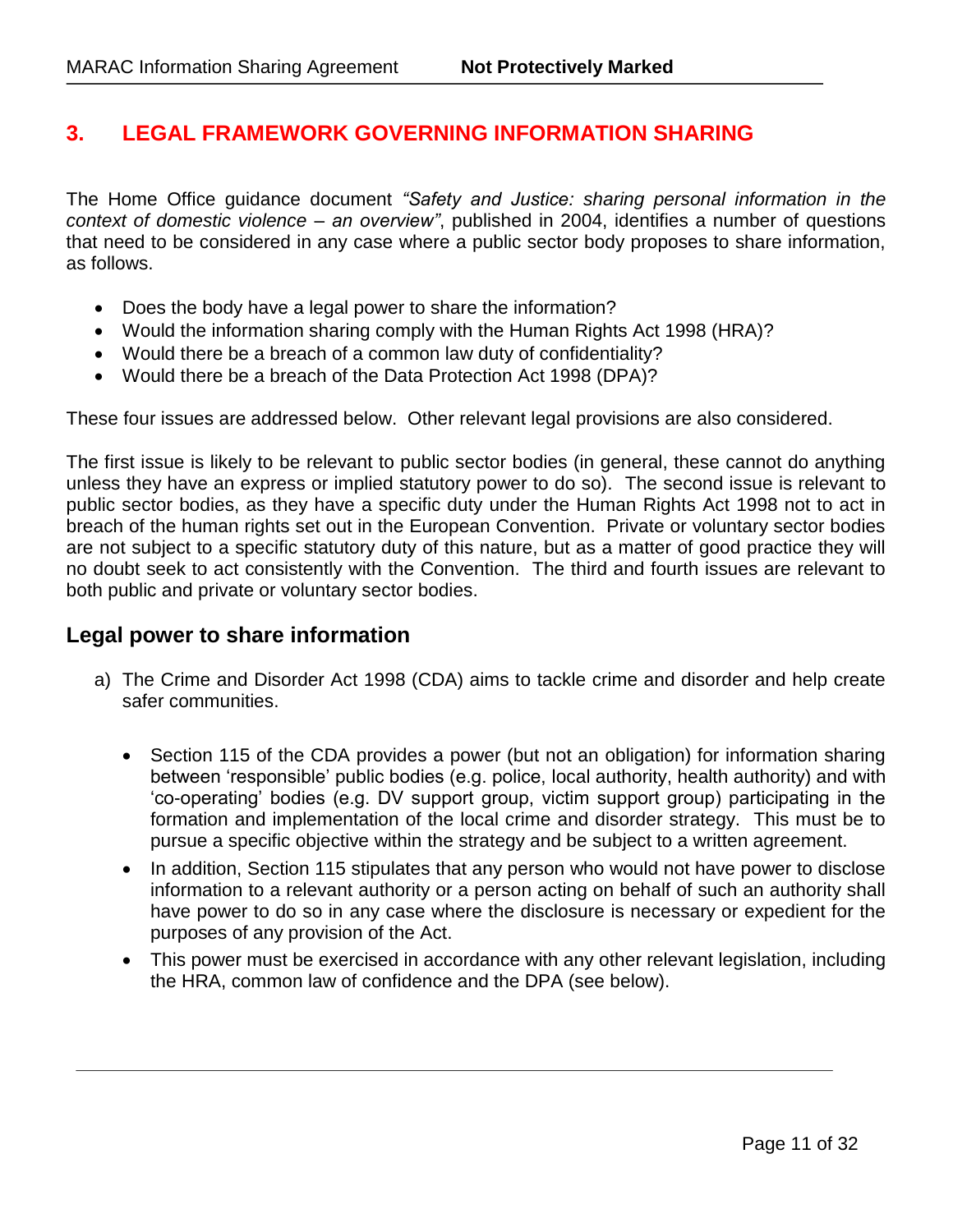## 3. LEGAL FRAMEWORK GOVERNING INFORMATION SHARING

The Home Office guidance document *"Safety and Justice: sharing personal information in the context of domestic violence – an overview"*, published in 2004, identifies a number of questions that need to be considered in any case where a public sector body proposes to share information, as follows.

- Does the body have a legal power to share the information?
- Would the information sharing comply with the Human Rights Act 1998 (HRA)?
- Would there be a breach of a common law duty of confidentiality?
- Would there be a breach of the Data Protection Act 1998 (DPA)?

These four issues are addressed below. Other relevant legal provisions are also considered.

The first issue is likely to be relevant to public sector bodies (in general, these cannot do anything unless they have an express or implied statutory power to do so). The second issue is relevant to public sector bodies, as they have a specific duty under the Human Rights Act 1998 not to act in breach of the human rights set out in the European Convention. Private or voluntary sector bodies are not subject to a specific statutory duty of this nature, but as a matter of good practice they will no doubt seek to act consistently with the Convention. The third and fourth issues are relevant to both public and private or voluntary sector bodies.

### Legal power to share information

a) The Crime and Disorder Act 1998 (CDA) aims to tackle crime and disorder and help create safer communities.

   - Section 115 of the CDA provides a power (but not an obligation) for information sharing between 'responsible' public bodies (e.g. police, local authority, health authority) and with 'co-operating' bodies (e.g. DV support group, victim support group) participating in the formation and implementation of the local crime and disorder strategy. This must be to pursue a specific objective within the strategy and be subject to a written agreement.
   - In addition, Section 115 stipulates that any person who would not have power to disclose information to a relevant authority or a person acting on behalf of such an authority shall have power to do so in any case where the disclosure is necessary or expedient for the purposes of any provision of the Act.
   - This power must be exercised in accordance with any other relevant legislation, including the HRA, common law of confidence and the DPA (see below).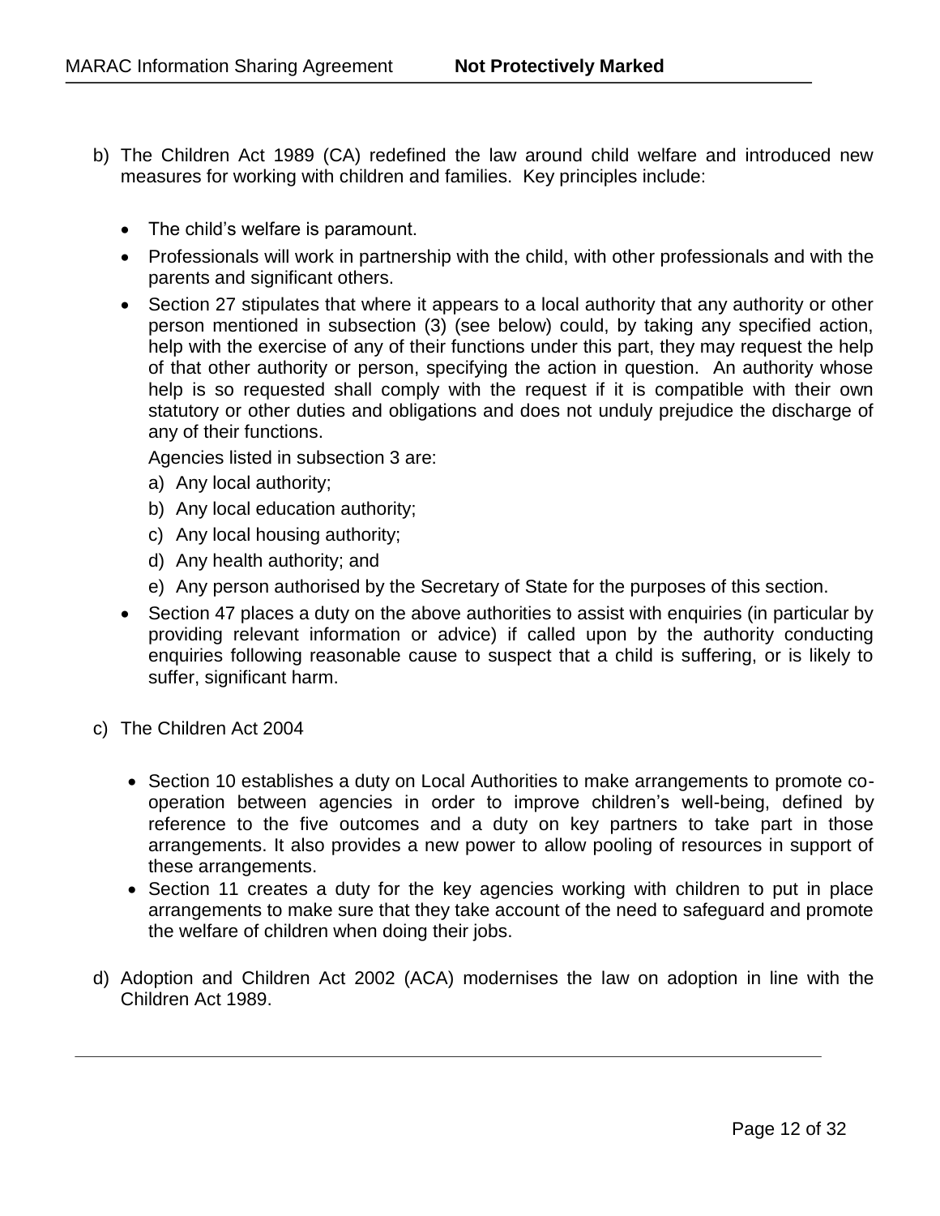b) The Children Act 1989 (CA) redefined the law around child welfare and introduced new measures for working with children and families. Key principles include:

- The child's welfare is paramount.
- Professionals will work in partnership with the child, with other professionals and with the parents and significant others.
- Section 27 stipulates that where it appears to a local authority that any authority or other person mentioned in subsection (3) (see below) could, by taking any specified action, help with the exercise of any of their functions under this part, they may request the help of that other authority or person, specifying the action in question. An authority whose help is so requested shall comply with the request if it is compatible with their own statutory or other duties and obligations and does not unduly prejudice the discharge of any of their functions.

  Agencies listed in subsection 3 are:

  a) Any local authority;
  b) Any local education authority;
  c) Any local housing authority;
  d) Any health authority; and
  e) Any person authorised by the Secretary of State for the purposes of this section.
- Section 47 places a duty on the above authorities to assist with enquiries (in particular by providing relevant information or advice) if called upon by the authority conducting enquiries following reasonable cause to suspect that a child is suffering, or is likely to suffer, significant harm.

c) The Children Act 2004

- Section 10 establishes a duty on Local Authorities to make arrangements to promote co-operation between agencies in order to improve children's well-being, defined by reference to the five outcomes and a duty on key partners to take part in those arrangements. It also provides a new power to allow pooling of resources in support of these arrangements.
- Section 11 creates a duty for the key agencies working with children to put in place arrangements to make sure that they take account of the need to safeguard and promote the welfare of children when doing their jobs.

d) Adoption and Children Act 2002 (ACA) modernises the law on adoption in line with the Children Act 1989.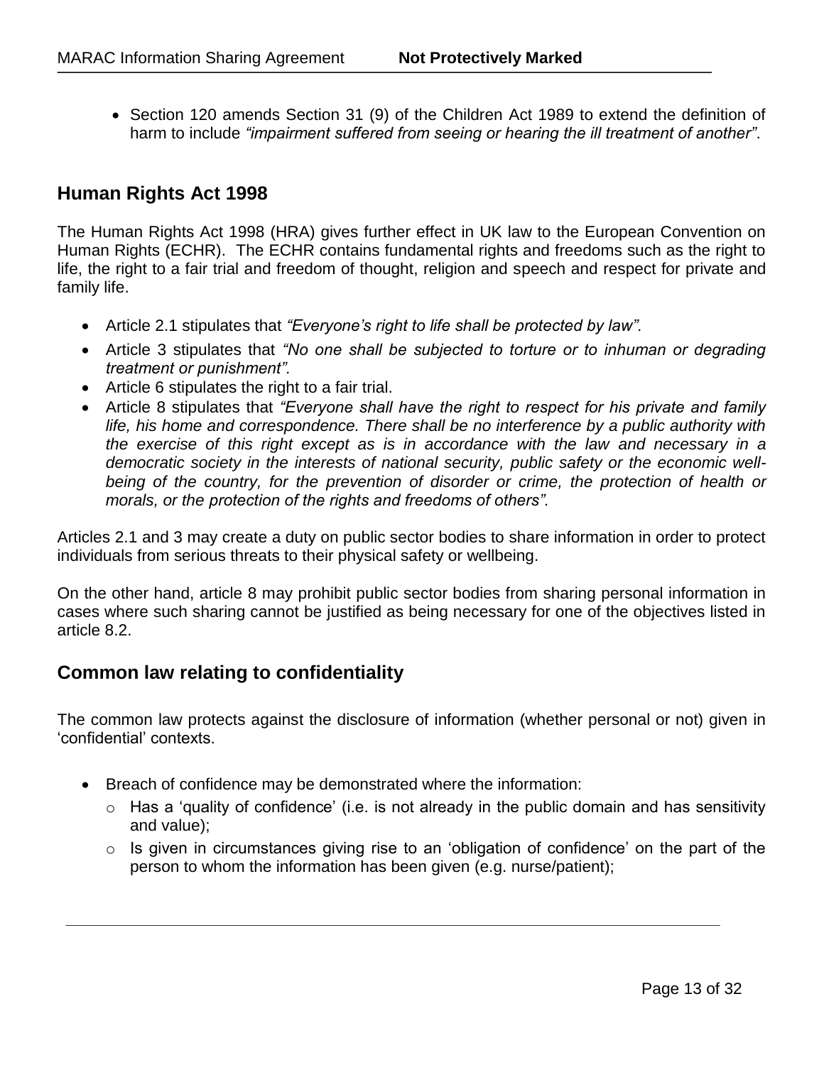- Section 120 amends Section 31 (9) of the Children Act 1989 to extend the definition of harm to include *"impairment suffered from seeing or hearing the ill treatment of another"*.

## Human Rights Act 1998

The Human Rights Act 1998 (HRA) gives further effect in UK law to the European Convention on Human Rights (ECHR). The ECHR contains fundamental rights and freedoms such as the right to life, the right to a fair trial and freedom of thought, religion and speech and respect for private and family life.

- Article 2.1 stipulates that *"Everyone's right to life shall be protected by law".*
- Article 3 stipulates that *"No one shall be subjected to torture or to inhuman or degrading treatment or punishment".*
- Article 6 stipulates the right to a fair trial.
- Article 8 stipulates that *"Everyone shall have the right to respect for his private and family life, his home and correspondence. There shall be no interference by a public authority with the exercise of this right except as is in accordance with the law and necessary in a democratic society in the interests of national security, public safety or the economic well-being of the country, for the prevention of disorder or crime, the protection of health or morals, or the protection of the rights and freedoms of others".*

Articles 2.1 and 3 may create a duty on public sector bodies to share information in order to protect individuals from serious threats to their physical safety or wellbeing.

On the other hand, article 8 may prohibit public sector bodies from sharing personal information in cases where such sharing cannot be justified as being necessary for one of the objectives listed in article 8.2.

## Common law relating to confidentiality

The common law protects against the disclosure of information (whether personal or not) given in 'confidential' contexts.

- Breach of confidence may be demonstrated where the information:
  - Has a 'quality of confidence' (i.e. is not already in the public domain and has sensitivity and value);
  - Is given in circumstances giving rise to an 'obligation of confidence' on the part of the person to whom the information has been given (e.g. nurse/patient);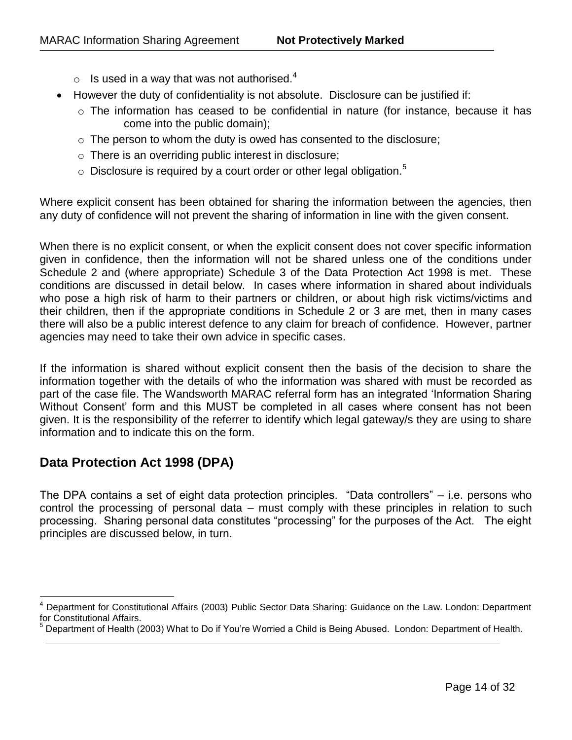- Is used in a way that was not authorised.[4]
- However the duty of confidentiality is not absolute. Disclosure can be justified if:
  - The information has ceased to be confidential in nature (for instance, because it has come into the public domain);
  - The person to whom the duty is owed has consented to the disclosure;
  - There is an overriding public interest in disclosure;
  - Disclosure is required by a court order or other legal obligation.[5]

Where explicit consent has been obtained for sharing the information between the agencies, then any duty of confidence will not prevent the sharing of information in line with the given consent.

When there is no explicit consent, or when the explicit consent does not cover specific information given in confidence, then the information will not be shared unless one of the conditions under Schedule 2 and (where appropriate) Schedule 3 of the Data Protection Act 1998 is met. These conditions are discussed in detail below. In cases where information in shared about individuals who pose a high risk of harm to their partners or children, or about high risk victims/victims and their children, then if the appropriate conditions in Schedule 2 or 3 are met, then in many cases there will also be a public interest defence to any claim for breach of confidence. However, partner agencies may need to take their own advice in specific cases.

If the information is shared without explicit consent then the basis of the decision to share the information together with the details of who the information was shared with must be recorded as part of the case file. The Wandsworth MARAC referral form has an integrated 'Information Sharing Without Consent' form and this MUST be completed in all cases where consent has not been given. It is the responsibility of the referrer to identify which legal gateway/s they are using to share information and to indicate this on the form.

## Data Protection Act 1998 (DPA)

The DPA contains a set of eight data protection principles. "Data controllers" – i.e. persons who control the processing of personal data – must comply with these principles in relation to such processing. Sharing personal data constitutes "processing" for the purposes of the Act. The eight principles are discussed below, in turn.

---

[4] Department for Constitutional Affairs (2003) Public Sector Data Sharing: Guidance on the Law. London: Department for Constitutional Affairs.

[5] Department of Health (2003) What to Do if You're Worried a Child is Being Abused. London: Department of Health.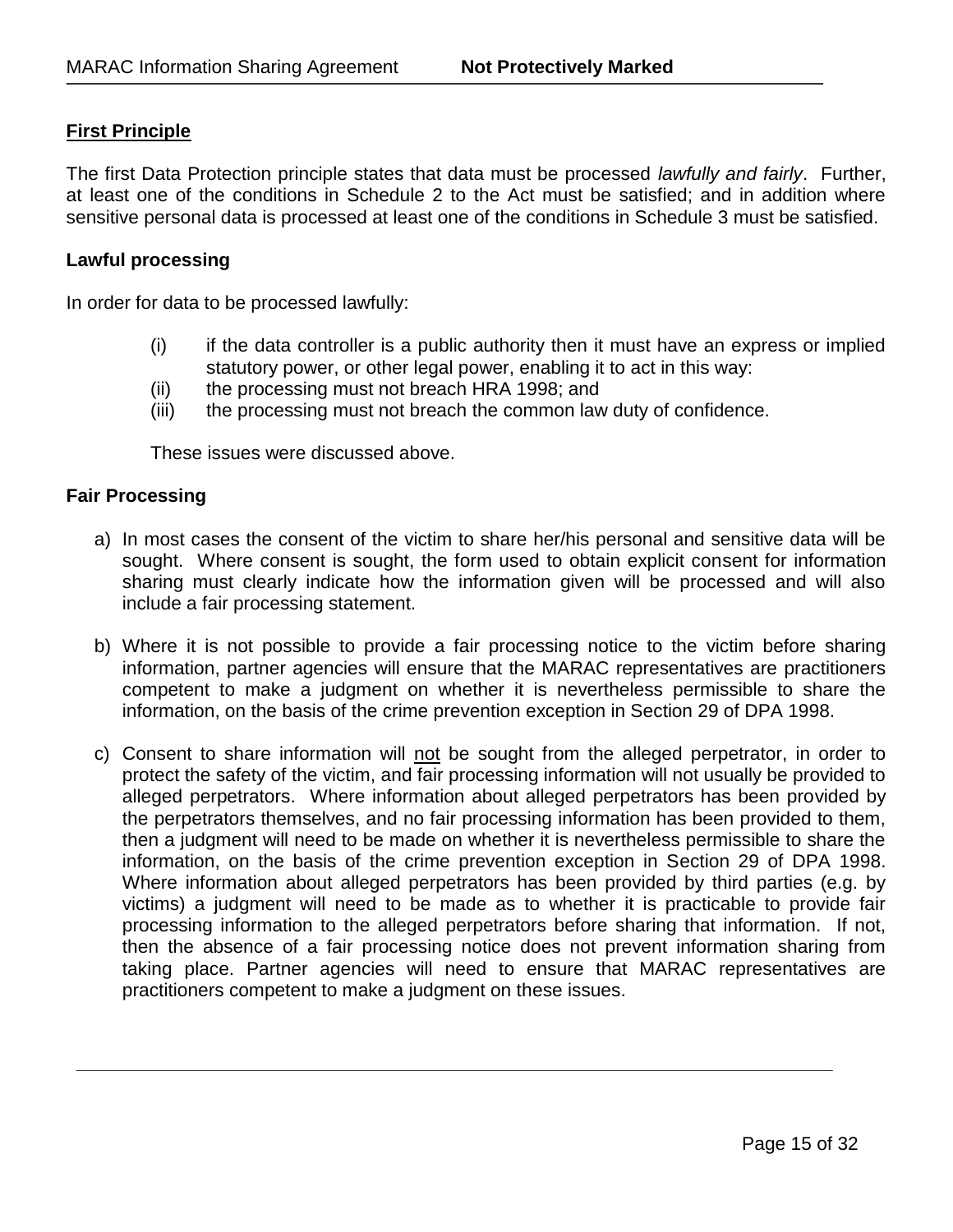**First Principle**

The first Data Protection principle states that data must be processed *lawfully and fairly*. Further, at least one of the conditions in Schedule 2 to the Act must be satisfied; and in addition where sensitive personal data is processed at least one of the conditions in Schedule 3 must be satisfied.

**Lawful processing**

In order for data to be processed lawfully:

(i) if the data controller is a public authority then it must have an express or implied statutory power, or other legal power, enabling it to act in this way:
(ii) the processing must not breach HRA 1998; and
(iii) the processing must not breach the common law duty of confidence.

These issues were discussed above.

**Fair Processing**

a) In most cases the consent of the victim to share her/his personal and sensitive data will be sought. Where consent is sought, the form used to obtain explicit consent for information sharing must clearly indicate how the information given will be processed and will also include a fair processing statement.

b) Where it is not possible to provide a fair processing notice to the victim before sharing information, partner agencies will ensure that the MARAC representatives are practitioners competent to make a judgment on whether it is nevertheless permissible to share the information, on the basis of the crime prevention exception in Section 29 of DPA 1998.

c) Consent to share information will not be sought from the alleged perpetrator, in order to protect the safety of the victim, and fair processing information will not usually be provided to alleged perpetrators. Where information about alleged perpetrators has been provided by the perpetrators themselves, and no fair processing information has been provided to them, then a judgment will need to be made on whether it is nevertheless permissible to share the information, on the basis of the crime prevention exception in Section 29 of DPA 1998. Where information about alleged perpetrators has been provided by third parties (e.g. by victims) a judgment will need to be made as to whether it is practicable to provide fair processing information to the alleged perpetrators before sharing that information. If not, then the absence of a fair processing notice does not prevent information sharing from taking place. Partner agencies will need to ensure that MARAC representatives are practitioners competent to make a judgment on these issues.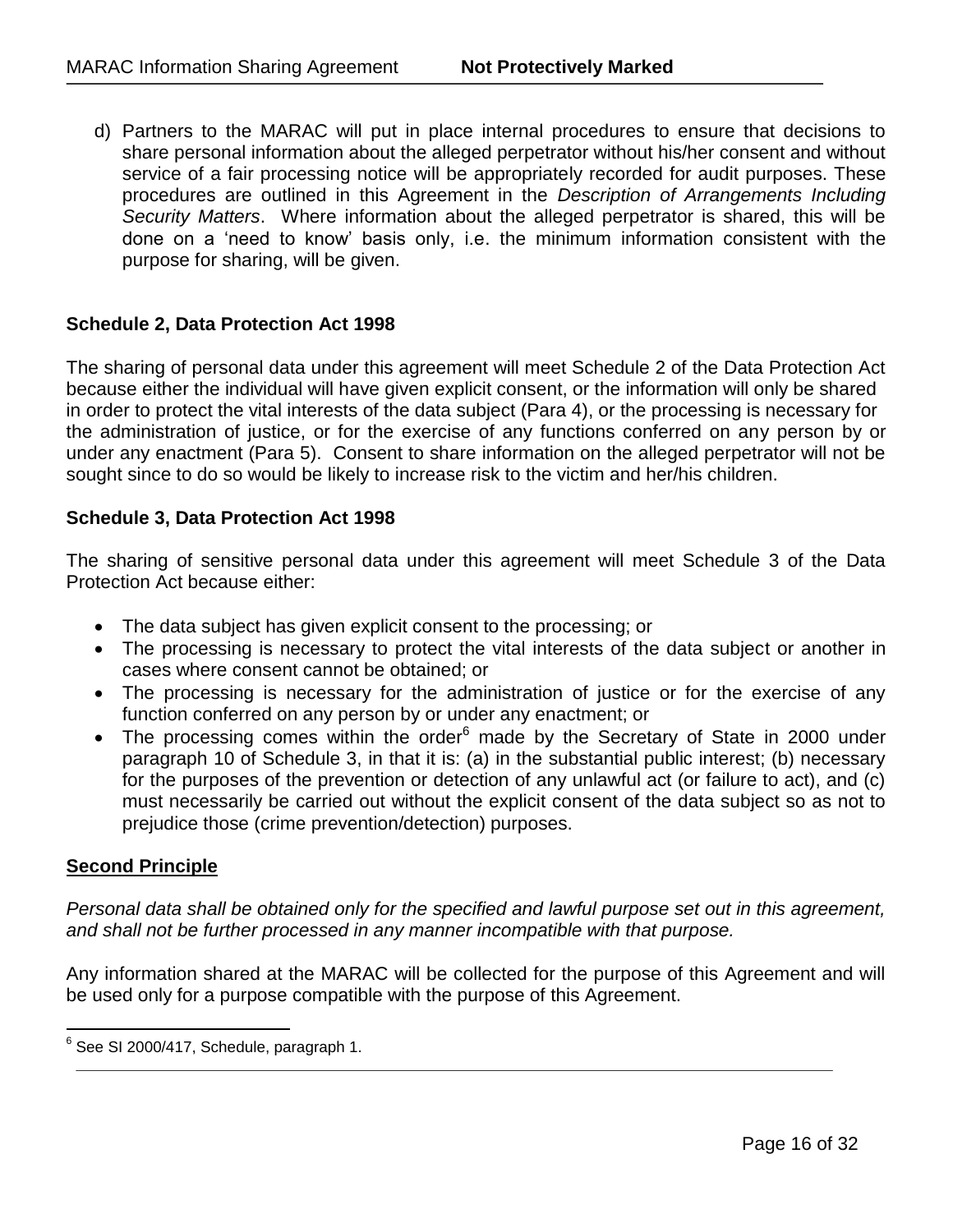d) Partners to the MARAC will put in place internal procedures to ensure that decisions to share personal information about the alleged perpetrator without his/her consent and without service of a fair processing notice will be appropriately recorded for audit purposes. These procedures are outlined in this Agreement in the *Description of Arrangements Including Security Matters*. Where information about the alleged perpetrator is shared, this will be done on a 'need to know' basis only, i.e. the minimum information consistent with the purpose for sharing, will be given.

**Schedule 2, Data Protection Act 1998**

The sharing of personal data under this agreement will meet Schedule 2 of the Data Protection Act because either the individual will have given explicit consent, or the information will only be shared in order to protect the vital interests of the data subject (Para 4), or the processing is necessary for the administration of justice, or for the exercise of any functions conferred on any person by or under any enactment (Para 5). Consent to share information on the alleged perpetrator will not be sought since to do so would be likely to increase risk to the victim and her/his children.

**Schedule 3, Data Protection Act 1998**

The sharing of sensitive personal data under this agreement will meet Schedule 3 of the Data Protection Act because either:

- The data subject has given explicit consent to the processing; or
- The processing is necessary to protect the vital interests of the data subject or another in cases where consent cannot be obtained; or
- The processing is necessary for the administration of justice or for the exercise of any function conferred on any person by or under any enactment; or
- The processing comes within the order[6] made by the Secretary of State in 2000 under paragraph 10 of Schedule 3, in that it is: (a) in the substantial public interest; (b) necessary for the purposes of the prevention or detection of any unlawful act (or failure to act), and (c) must necessarily be carried out without the explicit consent of the data subject so as not to prejudice those (crime prevention/detection) purposes.

**Second Principle**

*Personal data shall be obtained only for the specified and lawful purpose set out in this agreement, and shall not be further processed in any manner incompatible with that purpose.*

Any information shared at the MARAC will be collected for the purpose of this Agreement and will be used only for a purpose compatible with the purpose of this Agreement.

[6] See SI 2000/417, Schedule, paragraph 1.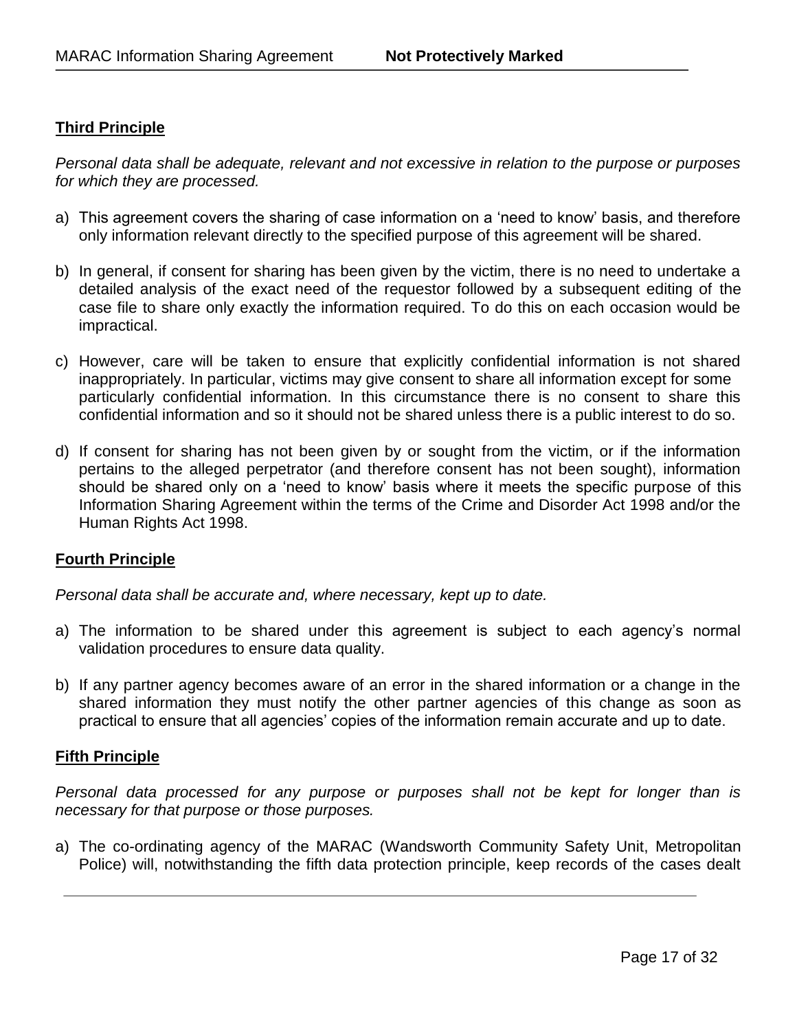**Third Principle**

*Personal data shall be adequate, relevant and not excessive in relation to the purpose or purposes for which they are processed.*

a) This agreement covers the sharing of case information on a 'need to know' basis, and therefore only information relevant directly to the specified purpose of this agreement will be shared.

b) In general, if consent for sharing has been given by the victim, there is no need to undertake a detailed analysis of the exact need of the requestor followed by a subsequent editing of the case file to share only exactly the information required. To do this on each occasion would be impractical.

c) However, care will be taken to ensure that explicitly confidential information is not shared inappropriately. In particular, victims may give consent to share all information except for some particularly confidential information. In this circumstance there is no consent to share this confidential information and so it should not be shared unless there is a public interest to do so.

d) If consent for sharing has not been given by or sought from the victim, or if the information pertains to the alleged perpetrator (and therefore consent has not been sought), information should be shared only on a 'need to know' basis where it meets the specific purpose of this Information Sharing Agreement within the terms of the Crime and Disorder Act 1998 and/or the Human Rights Act 1998.

**Fourth Principle**

*Personal data shall be accurate and, where necessary, kept up to date.*

a) The information to be shared under this agreement is subject to each agency's normal validation procedures to ensure data quality.

b) If any partner agency becomes aware of an error in the shared information or a change in the shared information they must notify the other partner agencies of this change as soon as practical to ensure that all agencies' copies of the information remain accurate and up to date.

**Fifth Principle**

*Personal data processed for any purpose or purposes shall not be kept for longer than is necessary for that purpose or those purposes.*

a) The co-ordinating agency of the MARAC (Wandsworth Community Safety Unit, Metropolitan Police) will, notwithstanding the fifth data protection principle, keep records of the cases dealt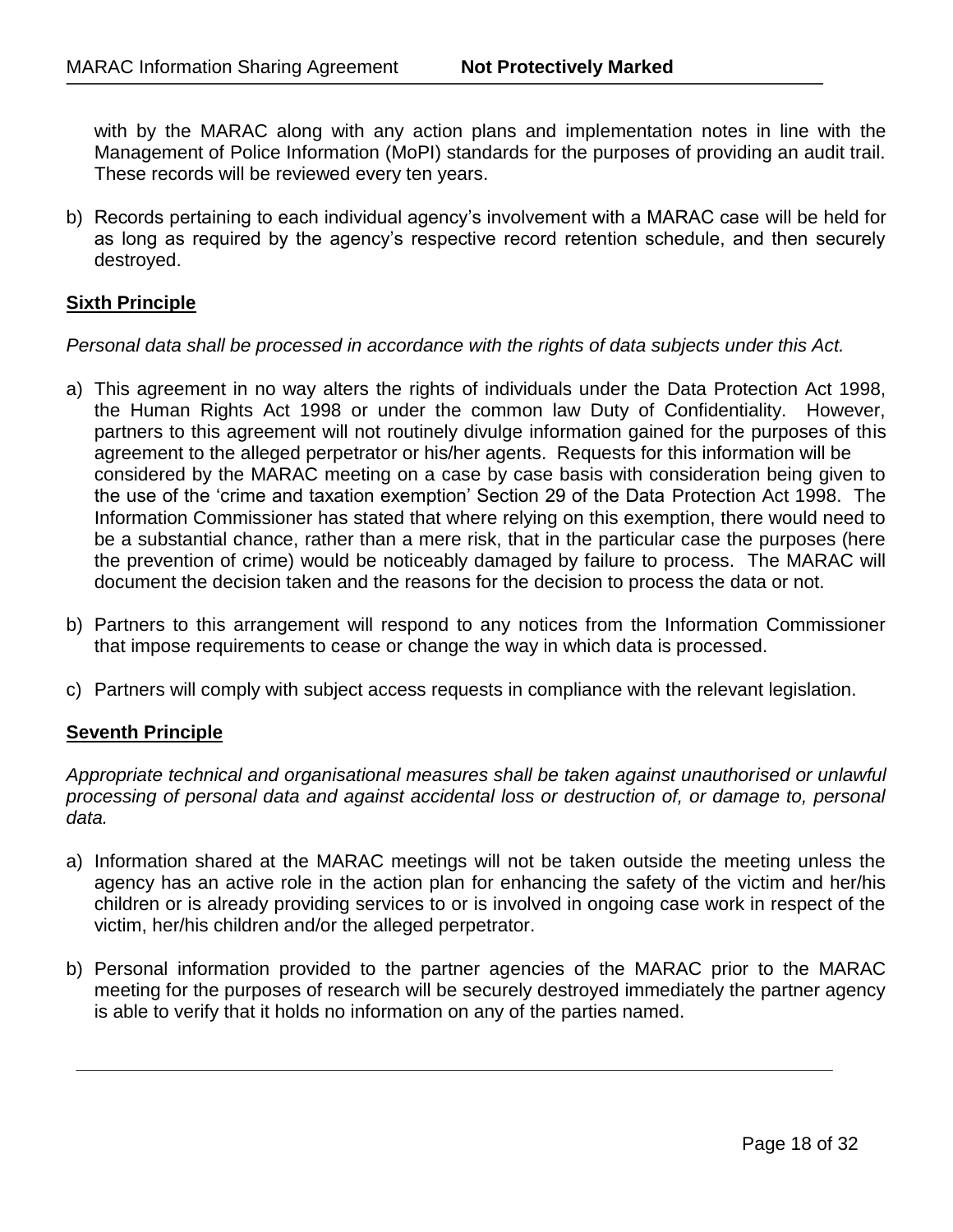with by the MARAC along with any action plans and implementation notes in line with the Management of Police Information (MoPI) standards for the purposes of providing an audit trail. These records will be reviewed every ten years.

b) Records pertaining to each individual agency's involvement with a MARAC case will be held for as long as required by the agency's respective record retention schedule, and then securely destroyed.

**Sixth Principle**

*Personal data shall be processed in accordance with the rights of data subjects under this Act.*

a) This agreement in no way alters the rights of individuals under the Data Protection Act 1998, the Human Rights Act 1998 or under the common law Duty of Confidentiality. However, partners to this agreement will not routinely divulge information gained for the purposes of this agreement to the alleged perpetrator or his/her agents. Requests for this information will be considered by the MARAC meeting on a case by case basis with consideration being given to the use of the 'crime and taxation exemption' Section 29 of the Data Protection Act 1998. The Information Commissioner has stated that where relying on this exemption, there would need to be a substantial chance, rather than a mere risk, that in the particular case the purposes (here the prevention of crime) would be noticeably damaged by failure to process. The MARAC will document the decision taken and the reasons for the decision to process the data or not.

b) Partners to this arrangement will respond to any notices from the Information Commissioner that impose requirements to cease or change the way in which data is processed.

c) Partners will comply with subject access requests in compliance with the relevant legislation.

**Seventh Principle**

*Appropriate technical and organisational measures shall be taken against unauthorised or unlawful processing of personal data and against accidental loss or destruction of, or damage to, personal data.*

a) Information shared at the MARAC meetings will not be taken outside the meeting unless the agency has an active role in the action plan for enhancing the safety of the victim and her/his children or is already providing services to or is involved in ongoing case work in respect of the victim, her/his children and/or the alleged perpetrator.

b) Personal information provided to the partner agencies of the MARAC prior to the MARAC meeting for the purposes of research will be securely destroyed immediately the partner agency is able to verify that it holds no information on any of the parties named.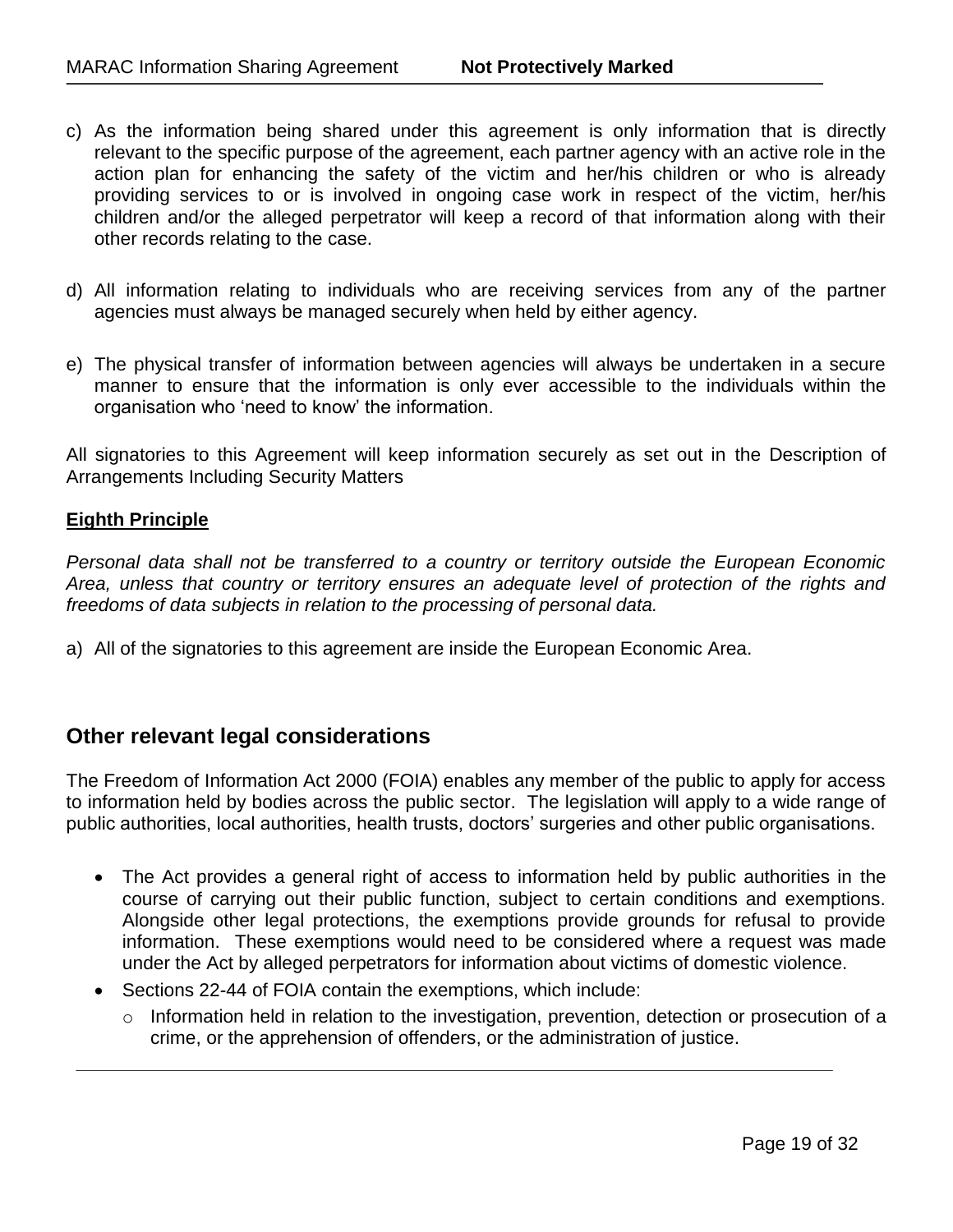c) As the information being shared under this agreement is only information that is directly relevant to the specific purpose of the agreement, each partner agency with an active role in the action plan for enhancing the safety of the victim and her/his children or who is already providing services to or is involved in ongoing case work in respect of the victim, her/his children and/or the alleged perpetrator will keep a record of that information along with their other records relating to the case.

d) All information relating to individuals who are receiving services from any of the partner agencies must always be managed securely when held by either agency.

e) The physical transfer of information between agencies will always be undertaken in a secure manner to ensure that the information is only ever accessible to the individuals within the organisation who 'need to know' the information.

All signatories to this Agreement will keep information securely as set out in the Description of Arrangements Including Security Matters

**Eighth Principle**

*Personal data shall not be transferred to a country or territory outside the European Economic Area, unless that country or territory ensures an adequate level of protection of the rights and freedoms of data subjects in relation to the processing of personal data.*

a) All of the signatories to this agreement are inside the European Economic Area.

## Other relevant legal considerations

The Freedom of Information Act 2000 (FOIA) enables any member of the public to apply for access to information held by bodies across the public sector. The legislation will apply to a wide range of public authorities, local authorities, health trusts, doctors' surgeries and other public organisations.

- The Act provides a general right of access to information held by public authorities in the course of carrying out their public function, subject to certain conditions and exemptions. Alongside other legal protections, the exemptions provide grounds for refusal to provide information. These exemptions would need to be considered where a request was made under the Act by alleged perpetrators for information about victims of domestic violence.
- Sections 22-44 of FOIA contain the exemptions, which include:
  - Information held in relation to the investigation, prevention, detection or prosecution of a crime, or the apprehension of offenders, or the administration of justice.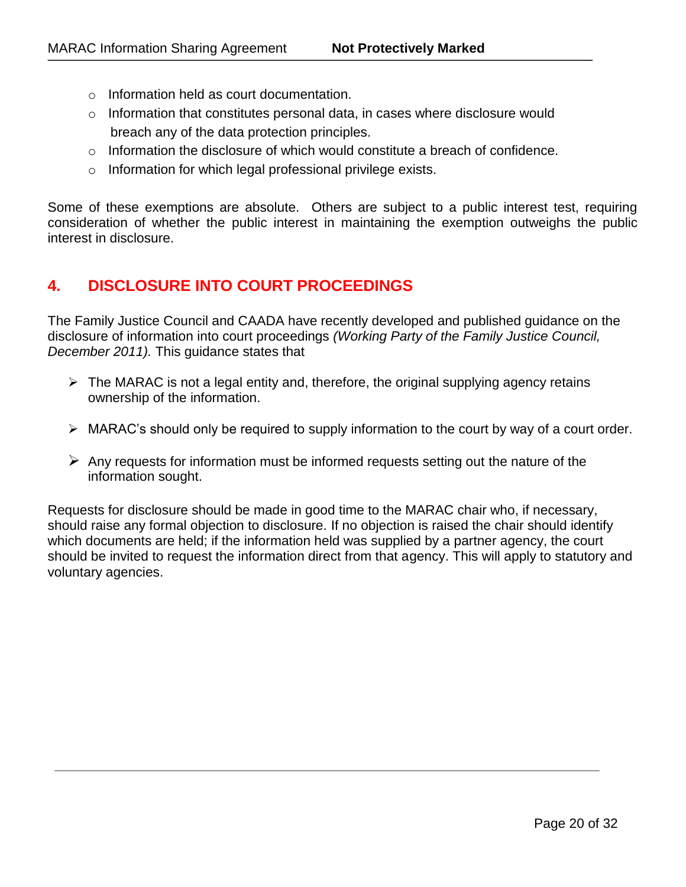- Information held as court documentation.
- Information that constitutes personal data, in cases where disclosure would breach any of the data protection principles.
- Information the disclosure of which would constitute a breach of confidence.
- Information for which legal professional privilege exists.

Some of these exemptions are absolute. Others are subject to a public interest test, requiring consideration of whether the public interest in maintaining the exemption outweighs the public interest in disclosure.

## 4. DISCLOSURE INTO COURT PROCEEDINGS

The Family Justice Council and CAADA have recently developed and published guidance on the disclosure of information into court proceedings *(Working Party of the Family Justice Council, December 2011).* This guidance states that

- The MARAC is not a legal entity and, therefore, the original supplying agency retains ownership of the information.
- MARAC's should only be required to supply information to the court by way of a court order.
- Any requests for information must be informed requests setting out the nature of the information sought.

Requests for disclosure should be made in good time to the MARAC chair who, if necessary, should raise any formal objection to disclosure. If no objection is raised the chair should identify which documents are held; if the information held was supplied by a partner agency, the court should be invited to request the information direct from that agency. This will apply to statutory and voluntary agencies.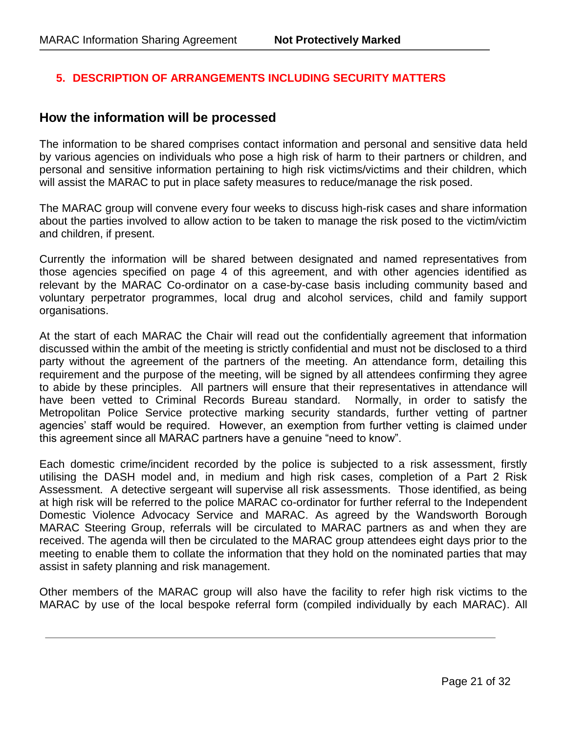## 5. DESCRIPTION OF ARRANGEMENTS INCLUDING SECURITY MATTERS

### How the information will be processed

The information to be shared comprises contact information and personal and sensitive data held by various agencies on individuals who pose a high risk of harm to their partners or children, and personal and sensitive information pertaining to high risk victims/victims and their children, which will assist the MARAC to put in place safety measures to reduce/manage the risk posed.

The MARAC group will convene every four weeks to discuss high-risk cases and share information about the parties involved to allow action to be taken to manage the risk posed to the victim/victim and children, if present.

Currently the information will be shared between designated and named representatives from those agencies specified on page 4 of this agreement, and with other agencies identified as relevant by the MARAC Co-ordinator on a case-by-case basis including community based and voluntary perpetrator programmes, local drug and alcohol services, child and family support organisations.

At the start of each MARAC the Chair will read out the confidentially agreement that information discussed within the ambit of the meeting is strictly confidential and must not be disclosed to a third party without the agreement of the partners of the meeting. An attendance form, detailing this requirement and the purpose of the meeting, will be signed by all attendees confirming they agree to abide by these principles. All partners will ensure that their representatives in attendance will have been vetted to Criminal Records Bureau standard. Normally, in order to satisfy the Metropolitan Police Service protective marking security standards, further vetting of partner agencies' staff would be required. However, an exemption from further vetting is claimed under this agreement since all MARAC partners have a genuine "need to know".

Each domestic crime/incident recorded by the police is subjected to a risk assessment, firstly utilising the DASH model and, in medium and high risk cases, completion of a Part 2 Risk Assessment. A detective sergeant will supervise all risk assessments. Those identified, as being at high risk will be referred to the police MARAC co-ordinator for further referral to the Independent Domestic Violence Advocacy Service and MARAC. As agreed by the Wandsworth Borough MARAC Steering Group, referrals will be circulated to MARAC partners as and when they are received. The agenda will then be circulated to the MARAC group attendees eight days prior to the meeting to enable them to collate the information that they hold on the nominated parties that may assist in safety planning and risk management.

Other members of the MARAC group will also have the facility to refer high risk victims to the MARAC by use of the local bespoke referral form (compiled individually by each MARAC). All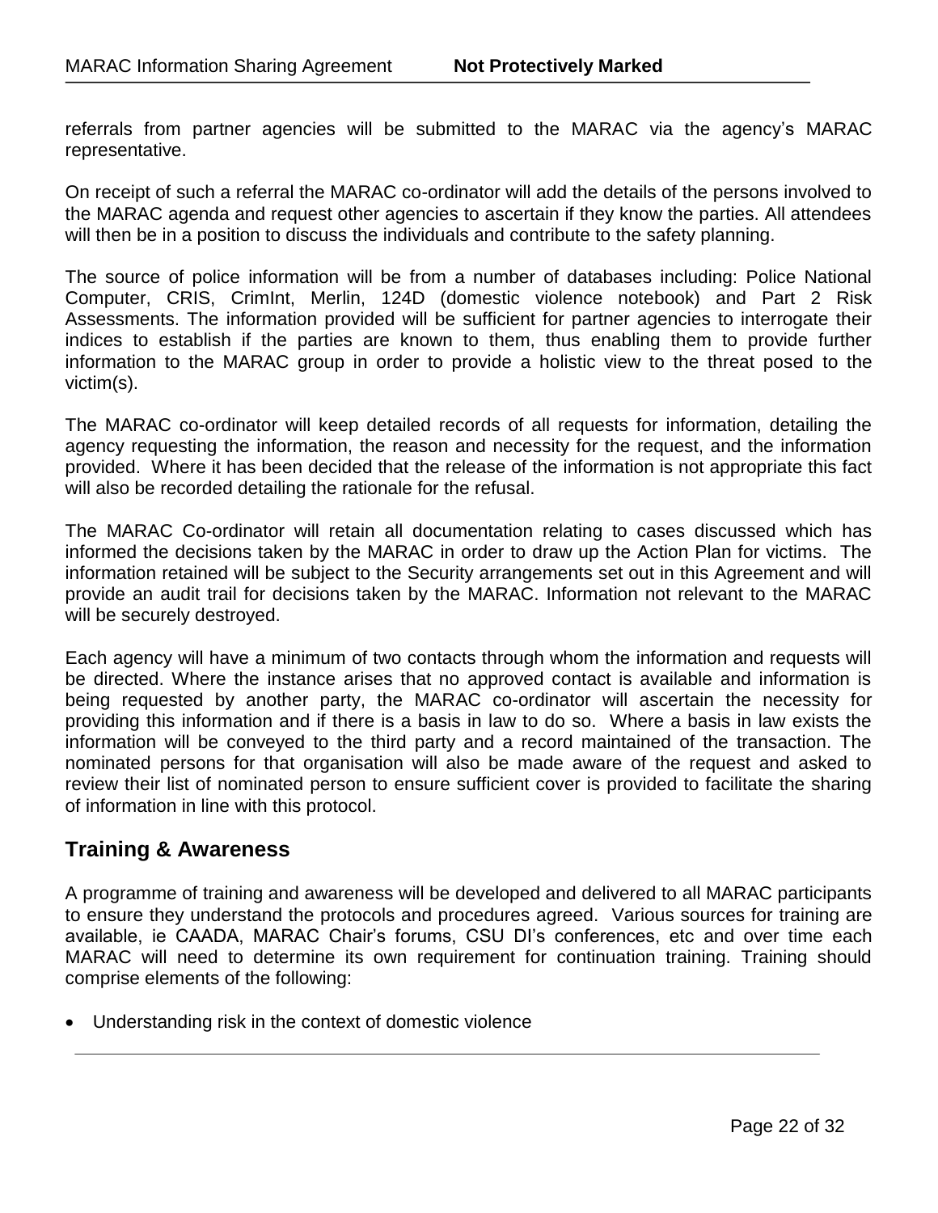referrals from partner agencies will be submitted to the MARAC via the agency's MARAC representative.

On receipt of such a referral the MARAC co-ordinator will add the details of the persons involved to the MARAC agenda and request other agencies to ascertain if they know the parties. All attendees will then be in a position to discuss the individuals and contribute to the safety planning.

The source of police information will be from a number of databases including: Police National Computer, CRIS, CrimInt, Merlin, 124D (domestic violence notebook) and Part 2 Risk Assessments. The information provided will be sufficient for partner agencies to interrogate their indices to establish if the parties are known to them, thus enabling them to provide further information to the MARAC group in order to provide a holistic view to the threat posed to the victim(s).

The MARAC co-ordinator will keep detailed records of all requests for information, detailing the agency requesting the information, the reason and necessity for the request, and the information provided. Where it has been decided that the release of the information is not appropriate this fact will also be recorded detailing the rationale for the refusal.

The MARAC Co-ordinator will retain all documentation relating to cases discussed which has informed the decisions taken by the MARAC in order to draw up the Action Plan for victims. The information retained will be subject to the Security arrangements set out in this Agreement and will provide an audit trail for decisions taken by the MARAC. Information not relevant to the MARAC will be securely destroyed.

Each agency will have a minimum of two contacts through whom the information and requests will be directed. Where the instance arises that no approved contact is available and information is being requested by another party, the MARAC co-ordinator will ascertain the necessity for providing this information and if there is a basis in law to do so. Where a basis in law exists the information will be conveyed to the third party and a record maintained of the transaction. The nominated persons for that organisation will also be made aware of the request and asked to review their list of nominated person to ensure sufficient cover is provided to facilitate the sharing of information in line with this protocol.

## Training & Awareness

A programme of training and awareness will be developed and delivered to all MARAC participants to ensure they understand the protocols and procedures agreed. Various sources for training are available, ie CAADA, MARAC Chair's forums, CSU DI's conferences, etc and over time each MARAC will need to determine its own requirement for continuation training. Training should comprise elements of the following:

- Understanding risk in the context of domestic violence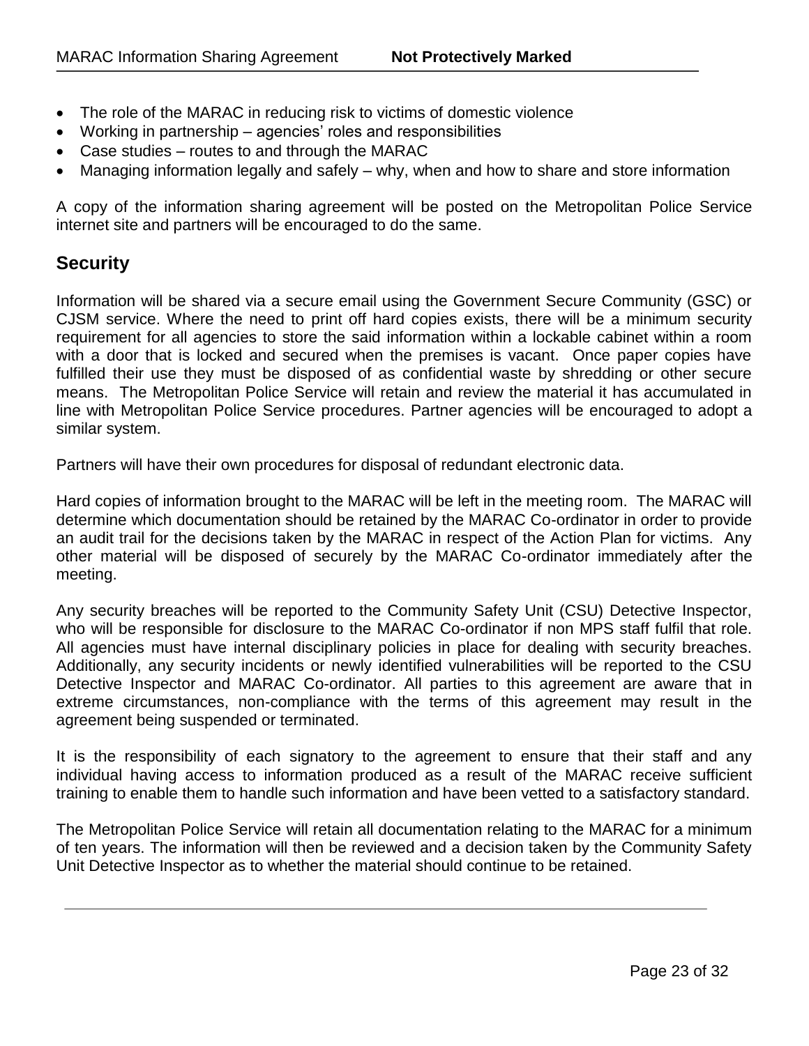- The role of the MARAC in reducing risk to victims of domestic violence
- Working in partnership – agencies' roles and responsibilities
- Case studies – routes to and through the MARAC
- Managing information legally and safely – why, when and how to share and store information

A copy of the information sharing agreement will be posted on the Metropolitan Police Service internet site and partners will be encouraged to do the same.

## Security

Information will be shared via a secure email using the Government Secure Community (GSC) or CJSM service. Where the need to print off hard copies exists, there will be a minimum security requirement for all agencies to store the said information within a lockable cabinet within a room with a door that is locked and secured when the premises is vacant. Once paper copies have fulfilled their use they must be disposed of as confidential waste by shredding or other secure means. The Metropolitan Police Service will retain and review the material it has accumulated in line with Metropolitan Police Service procedures. Partner agencies will be encouraged to adopt a similar system.

Partners will have their own procedures for disposal of redundant electronic data.

Hard copies of information brought to the MARAC will be left in the meeting room. The MARAC will determine which documentation should be retained by the MARAC Co-ordinator in order to provide an audit trail for the decisions taken by the MARAC in respect of the Action Plan for victims. Any other material will be disposed of securely by the MARAC Co-ordinator immediately after the meeting.

Any security breaches will be reported to the Community Safety Unit (CSU) Detective Inspector, who will be responsible for disclosure to the MARAC Co-ordinator if non MPS staff fulfil that role. All agencies must have internal disciplinary policies in place for dealing with security breaches. Additionally, any security incidents or newly identified vulnerabilities will be reported to the CSU Detective Inspector and MARAC Co-ordinator. All parties to this agreement are aware that in extreme circumstances, non-compliance with the terms of this agreement may result in the agreement being suspended or terminated.

It is the responsibility of each signatory to the agreement to ensure that their staff and any individual having access to information produced as a result of the MARAC receive sufficient training to enable them to handle such information and have been vetted to a satisfactory standard.

The Metropolitan Police Service will retain all documentation relating to the MARAC for a minimum of ten years. The information will then be reviewed and a decision taken by the Community Safety Unit Detective Inspector as to whether the material should continue to be retained.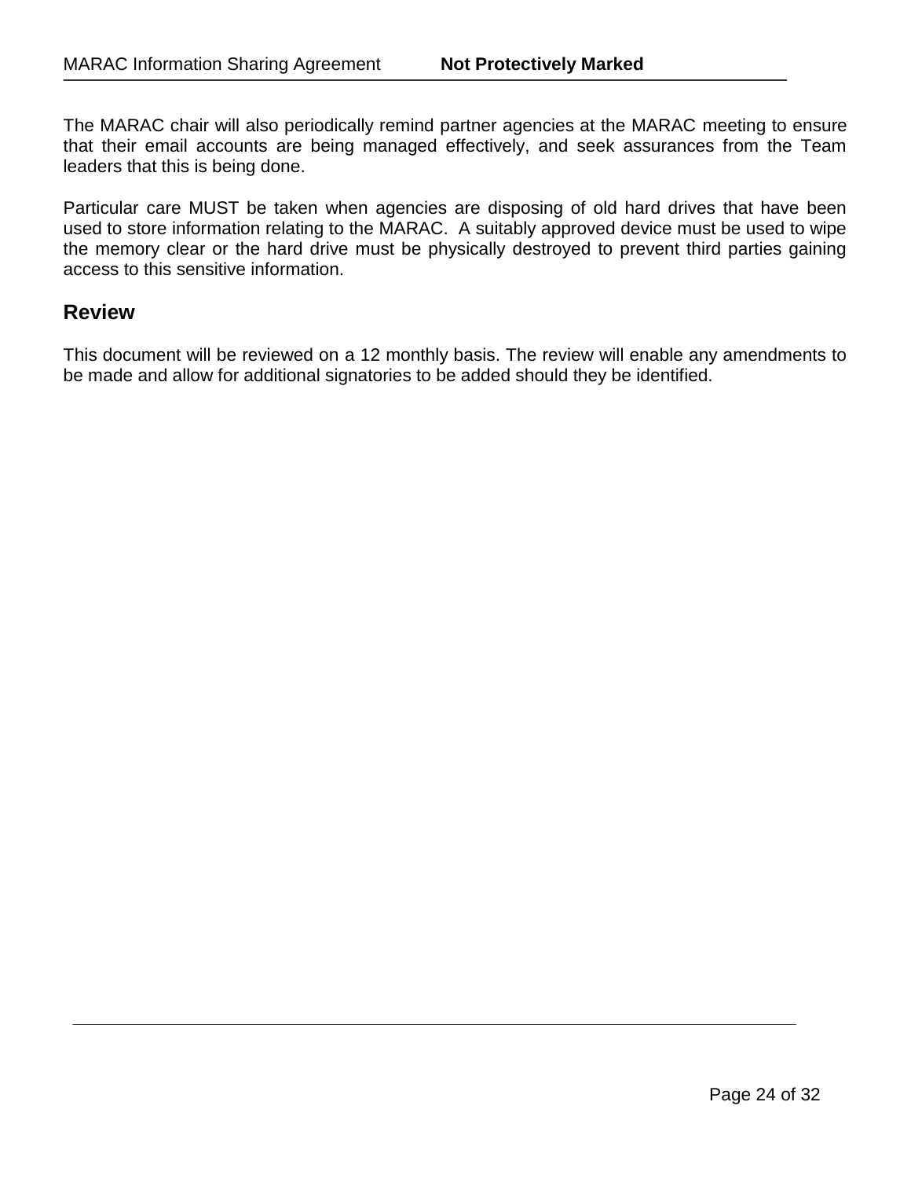The MARAC chair will also periodically remind partner agencies at the MARAC meeting to ensure that their email accounts are being managed effectively, and seek assurances from the Team leaders that this is being done.

Particular care MUST be taken when agencies are disposing of old hard drives that have been used to store information relating to the MARAC. A suitably approved device must be used to wipe the memory clear or the hard drive must be physically destroyed to prevent third parties gaining access to this sensitive information.

## Review

This document will be reviewed on a 12 monthly basis. The review will enable any amendments to be made and allow for additional signatories to be added should they be identified.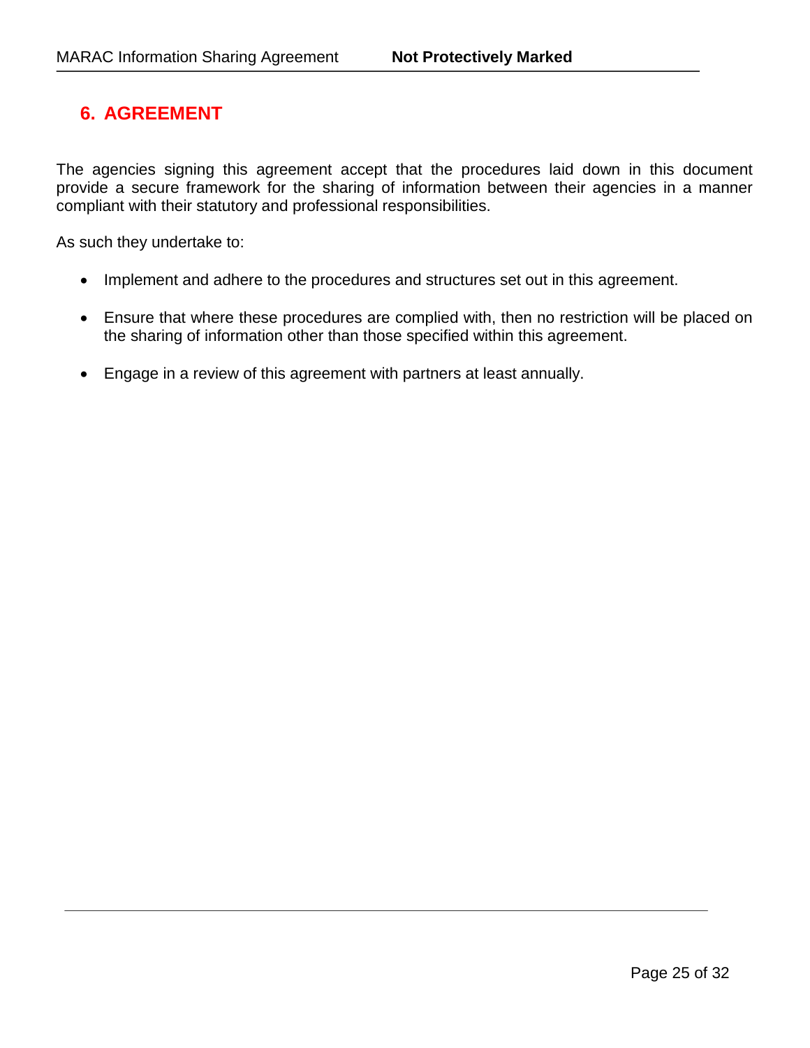## 6. AGREEMENT

The agencies signing this agreement accept that the procedures laid down in this document provide a secure framework for the sharing of information between their agencies in a manner compliant with their statutory and professional responsibilities.

As such they undertake to:

- Implement and adhere to the procedures and structures set out in this agreement.
- Ensure that where these procedures are complied with, then no restriction will be placed on the sharing of information other than those specified within this agreement.
- Engage in a review of this agreement with partners at least annually.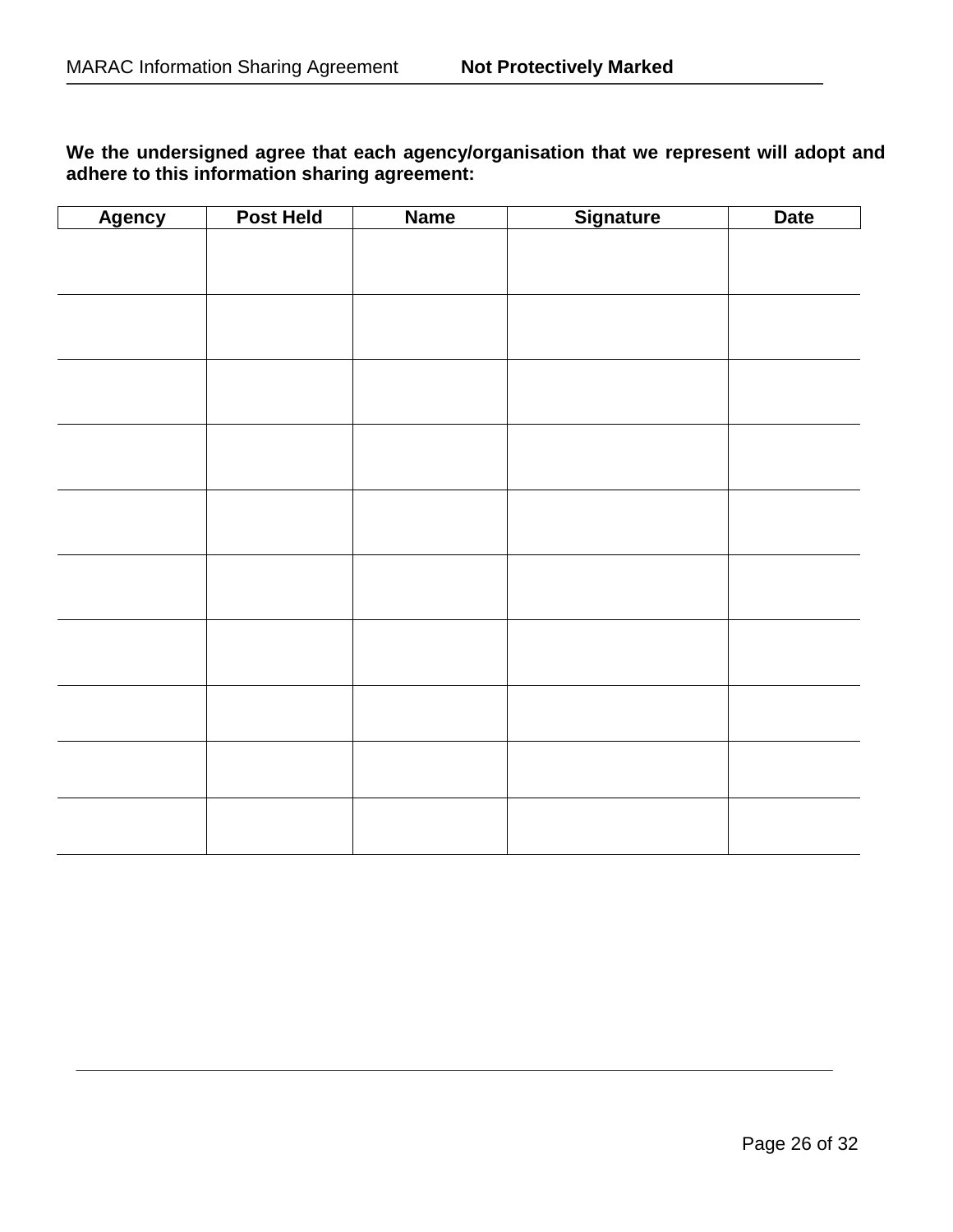**We the undersigned agree that each agency/organisation that we represent will adopt and adhere to this information sharing agreement:**

| Agency | Post Held | Name | Signature | Date |
|---|---|---|---|---|
| | | | | |
| | | | | |
| | | | | |
| | | | | |
| | | | | |
| | | | | |
| | | | | |
| | | | | |
| | | | | |
| | | | | |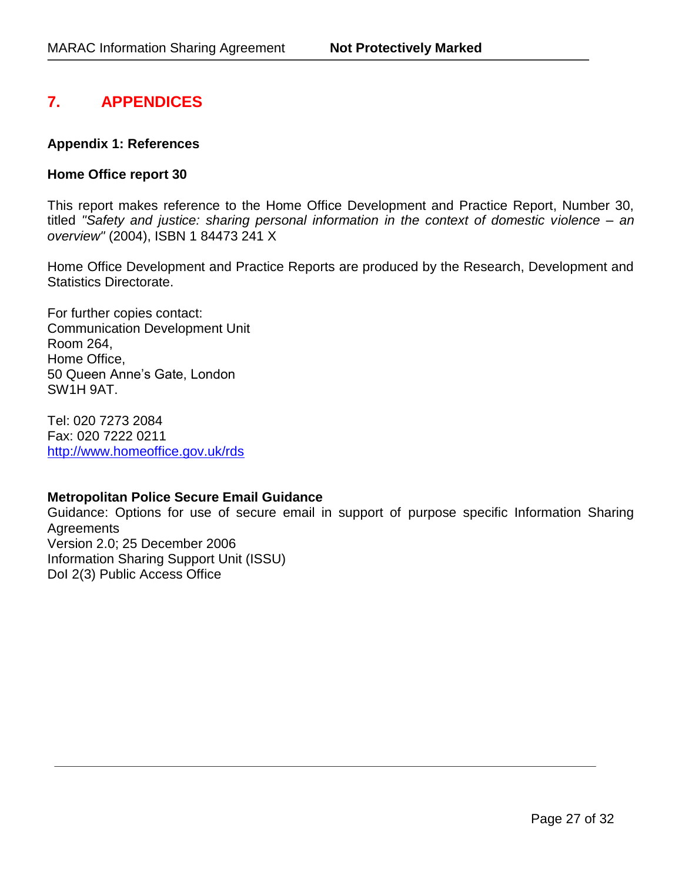## 7. APPENDICES

### Appendix 1: References

**Home Office report 30**

This report makes reference to the Home Office Development and Practice Report, Number 30, titled *"Safety and justice: sharing personal information in the context of domestic violence – an overview"* (2004), ISBN 1 84473 241 X

Home Office Development and Practice Reports are produced by the Research, Development and Statistics Directorate.

For further copies contact:
Communication Development Unit
Room 264,
Home Office,
50 Queen Anne's Gate, London
SW1H 9AT.

Tel: 020 7273 2084
Fax: 020 7222 0211
http://www.homeoffice.gov.uk/rds

**Metropolitan Police Secure Email Guidance**
Guidance: Options for use of secure email in support of purpose specific Information Sharing Agreements
Version 2.0; 25 December 2006
Information Sharing Support Unit (ISSU)
DoI 2(3) Public Access Office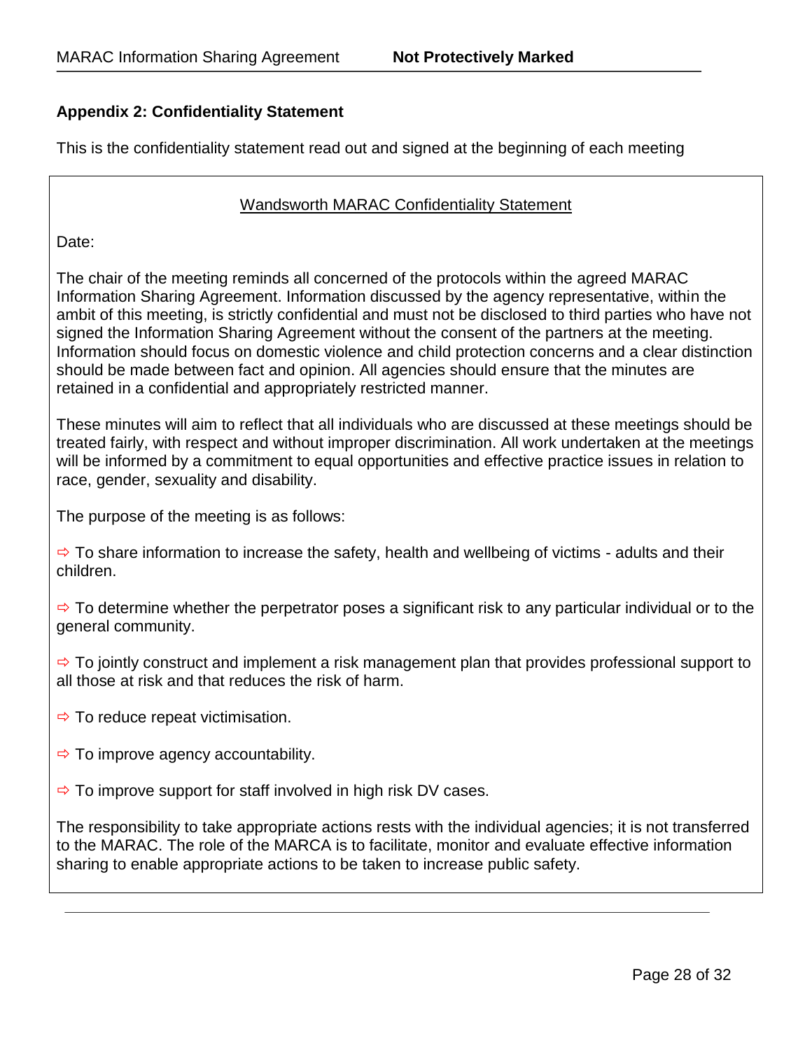## Appendix 2: Confidentiality Statement

This is the confidentiality statement read out and signed at the beginning of each meeting

### Wandsworth MARAC Confidentiality Statement

Date:

The chair of the meeting reminds all concerned of the protocols within the agreed MARAC Information Sharing Agreement. Information discussed by the agency representative, within the ambit of this meeting, is strictly confidential and must not be disclosed to third parties who have not signed the Information Sharing Agreement without the consent of the partners at the meeting. Information should focus on domestic violence and child protection concerns and a clear distinction should be made between fact and opinion. All agencies should ensure that the minutes are retained in a confidential and appropriately restricted manner.

These minutes will aim to reflect that all individuals who are discussed at these meetings should be treated fairly, with respect and without improper discrimination. All work undertaken at the meetings will be informed by a commitment to equal opportunities and effective practice issues in relation to race, gender, sexuality and disability.

The purpose of the meeting is as follows:

⇨ To share information to increase the safety, health and wellbeing of victims - adults and their children.

⇨ To determine whether the perpetrator poses a significant risk to any particular individual or to the general community.

⇨ To jointly construct and implement a risk management plan that provides professional support to all those at risk and that reduces the risk of harm.

⇨ To reduce repeat victimisation.

⇨ To improve agency accountability.

⇨ To improve support for staff involved in high risk DV cases.

The responsibility to take appropriate actions rests with the individual agencies; it is not transferred to the MARAC. The role of the MARCA is to facilitate, monitor and evaluate effective information sharing to enable appropriate actions to be taken to increase public safety.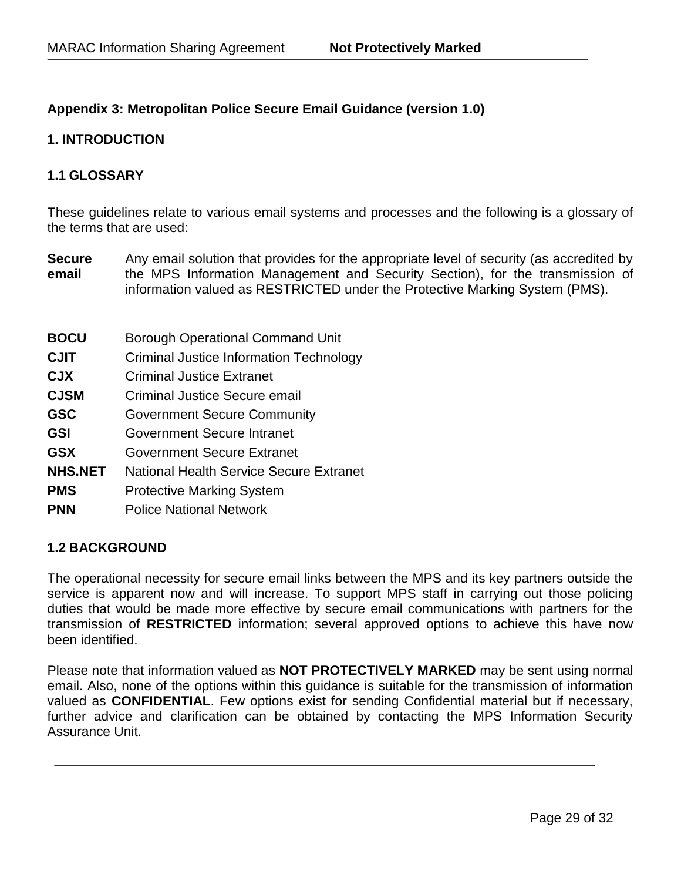## Appendix 3: Metropolitan Police Secure Email Guidance (version 1.0)

### 1. INTRODUCTION

### 1.1 GLOSSARY

These guidelines relate to various email systems and processes and the following is a glossary of the terms that are used:

**Secure email** Any email solution that provides for the appropriate level of security (as accredited by the MPS Information Management and Security Section), for the transmission of information valued as RESTRICTED under the Protective Marking System (PMS).

| | |
|---|---|
| **BOCU** | Borough Operational Command Unit |
| **CJIT** | Criminal Justice Information Technology |
| **CJX** | Criminal Justice Extranet |
| **CJSM** | Criminal Justice Secure email |
| **GSC** | Government Secure Community |
| **GSI** | Government Secure Intranet |
| **GSX** | Government Secure Extranet |
| **NHS.NET** | National Health Service Secure Extranet |
| **PMS** | Protective Marking System |
| **PNN** | Police National Network |

### 1.2 BACKGROUND

The operational necessity for secure email links between the MPS and its key partners outside the service is apparent now and will increase. To support MPS staff in carrying out those policing duties that would be made more effective by secure email communications with partners for the transmission of **RESTRICTED** information; several approved options to achieve this have now been identified.

Please note that information valued as **NOT PROTECTIVELY MARKED** may be sent using normal email. Also, none of the options within this guidance is suitable for the transmission of information valued as **CONFIDENTIAL**. Few options exist for sending Confidential material but if necessary, further advice and clarification can be obtained by contacting the MPS Information Security Assurance Unit.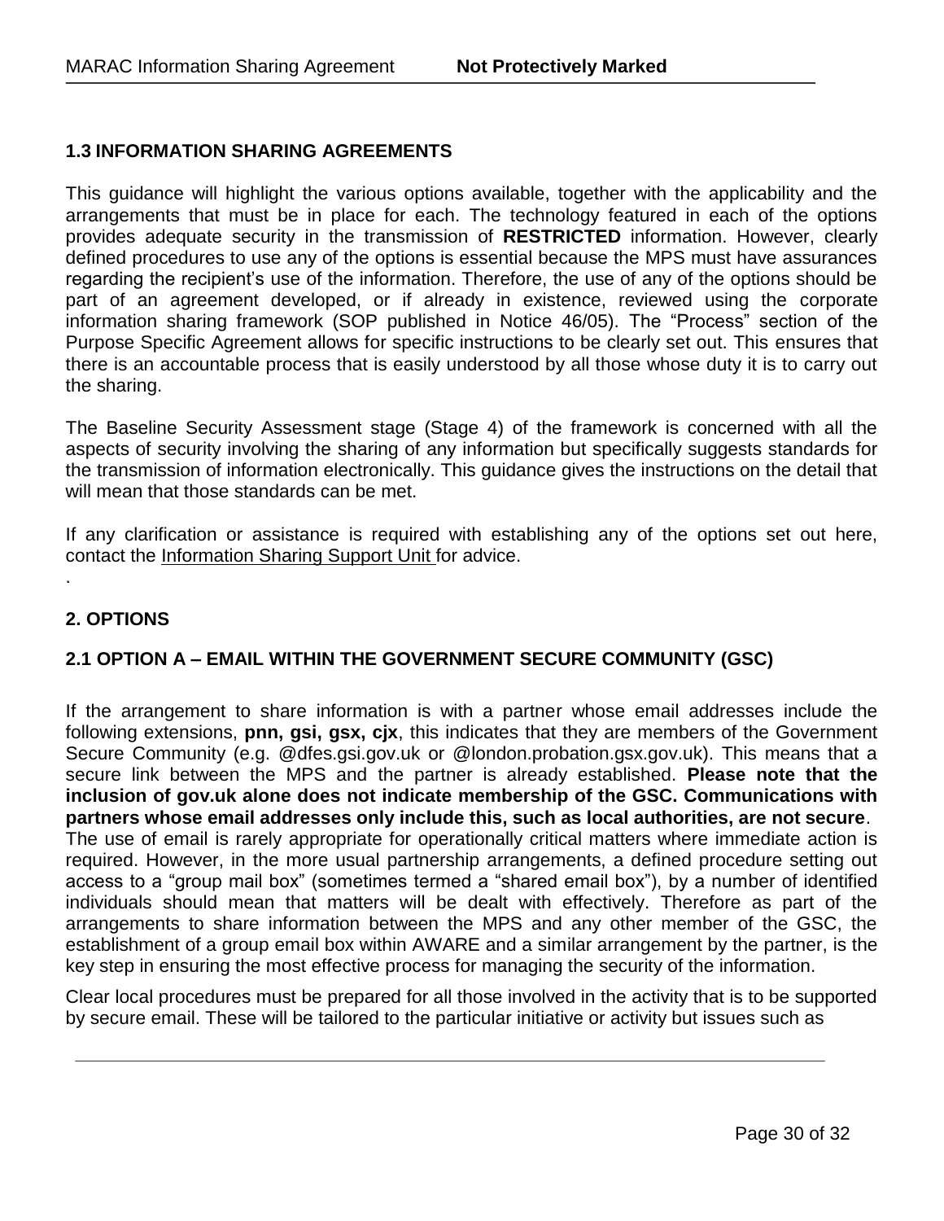## 1.3 INFORMATION SHARING AGREEMENTS

This guidance will highlight the various options available, together with the applicability and the arrangements that must be in place for each. The technology featured in each of the options provides adequate security in the transmission of **RESTRICTED** information. However, clearly defined procedures to use any of the options is essential because the MPS must have assurances regarding the recipient's use of the information. Therefore, the use of any of the options should be part of an agreement developed, or if already in existence, reviewed using the corporate information sharing framework (SOP published in Notice 46/05). The "Process" section of the Purpose Specific Agreement allows for specific instructions to be clearly set out. This ensures that there is an accountable process that is easily understood by all those whose duty it is to carry out the sharing.

The Baseline Security Assessment stage (Stage 4) of the framework is concerned with all the aspects of security involving the sharing of any information but specifically suggests standards for the transmission of information electronically. This guidance gives the instructions on the detail that will mean that those standards can be met.

If any clarification or assistance is required with establishing any of the options set out here, contact the Information Sharing Support Unit for advice.

.

## 2. OPTIONS

### 2.1 OPTION A – EMAIL WITHIN THE GOVERNMENT SECURE COMMUNITY (GSC)

If the arrangement to share information is with a partner whose email addresses include the following extensions, **pnn, gsi, gsx, cjx**, this indicates that they are members of the Government Secure Community (e.g. @dfes.gsi.gov.uk or @london.probation.gsx.gov.uk). This means that a secure link between the MPS and the partner is already established. **Please note that the inclusion of gov.uk alone does not indicate membership of the GSC. Communications with partners whose email addresses only include this, such as local authorities, are not secure**. The use of email is rarely appropriate for operationally critical matters where immediate action is required. However, in the more usual partnership arrangements, a defined procedure setting out access to a "group mail box" (sometimes termed a "shared email box"), by a number of identified individuals should mean that matters will be dealt with effectively. Therefore as part of the arrangements to share information between the MPS and any other member of the GSC, the establishment of a group email box within AWARE and a similar arrangement by the partner, is the key step in ensuring the most effective process for managing the security of the information.

Clear local procedures must be prepared for all those involved in the activity that is to be supported by secure email. These will be tailored to the particular initiative or activity but issues such as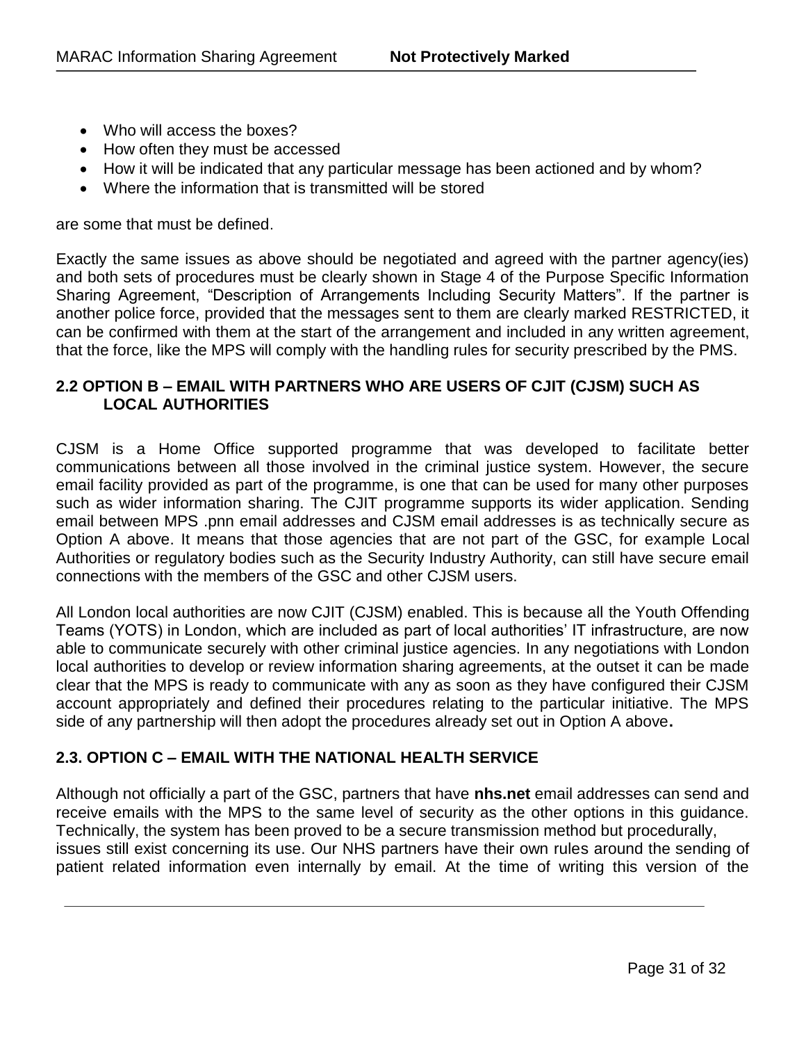- Who will access the boxes?
- How often they must be accessed
- How it will be indicated that any particular message has been actioned and by whom?
- Where the information that is transmitted will be stored

are some that must be defined.

Exactly the same issues as above should be negotiated and agreed with the partner agency(ies) and both sets of procedures must be clearly shown in Stage 4 of the Purpose Specific Information Sharing Agreement, "Description of Arrangements Including Security Matters". If the partner is another police force, provided that the messages sent to them are clearly marked RESTRICTED, it can be confirmed with them at the start of the arrangement and included in any written agreement, that the force, like the MPS will comply with the handling rules for security prescribed by the PMS.

### 2.2 OPTION B – EMAIL WITH PARTNERS WHO ARE USERS OF CJIT (CJSM) SUCH AS LOCAL AUTHORITIES

CJSM is a Home Office supported programme that was developed to facilitate better communications between all those involved in the criminal justice system. However, the secure email facility provided as part of the programme, is one that can be used for many other purposes such as wider information sharing. The CJIT programme supports its wider application. Sending email between MPS .pnn email addresses and CJSM email addresses is as technically secure as Option A above. It means that those agencies that are not part of the GSC, for example Local Authorities or regulatory bodies such as the Security Industry Authority, can still have secure email connections with the members of the GSC and other CJSM users.

All London local authorities are now CJIT (CJSM) enabled. This is because all the Youth Offending Teams (YOTS) in London, which are included as part of local authorities' IT infrastructure, are now able to communicate securely with other criminal justice agencies. In any negotiations with London local authorities to develop or review information sharing agreements, at the outset it can be made clear that the MPS is ready to communicate with any as soon as they have configured their CJSM account appropriately and defined their procedures relating to the particular initiative. The MPS side of any partnership will then adopt the procedures already set out in Option A above**.**

### 2.3. OPTION C – EMAIL WITH THE NATIONAL HEALTH SERVICE

Although not officially a part of the GSC, partners that have **nhs.net** email addresses can send and receive emails with the MPS to the same level of security as the other options in this guidance. Technically, the system has been proved to be a secure transmission method but procedurally, issues still exist concerning its use. Our NHS partners have their own rules around the sending of patient related information even internally by email. At the time of writing this version of the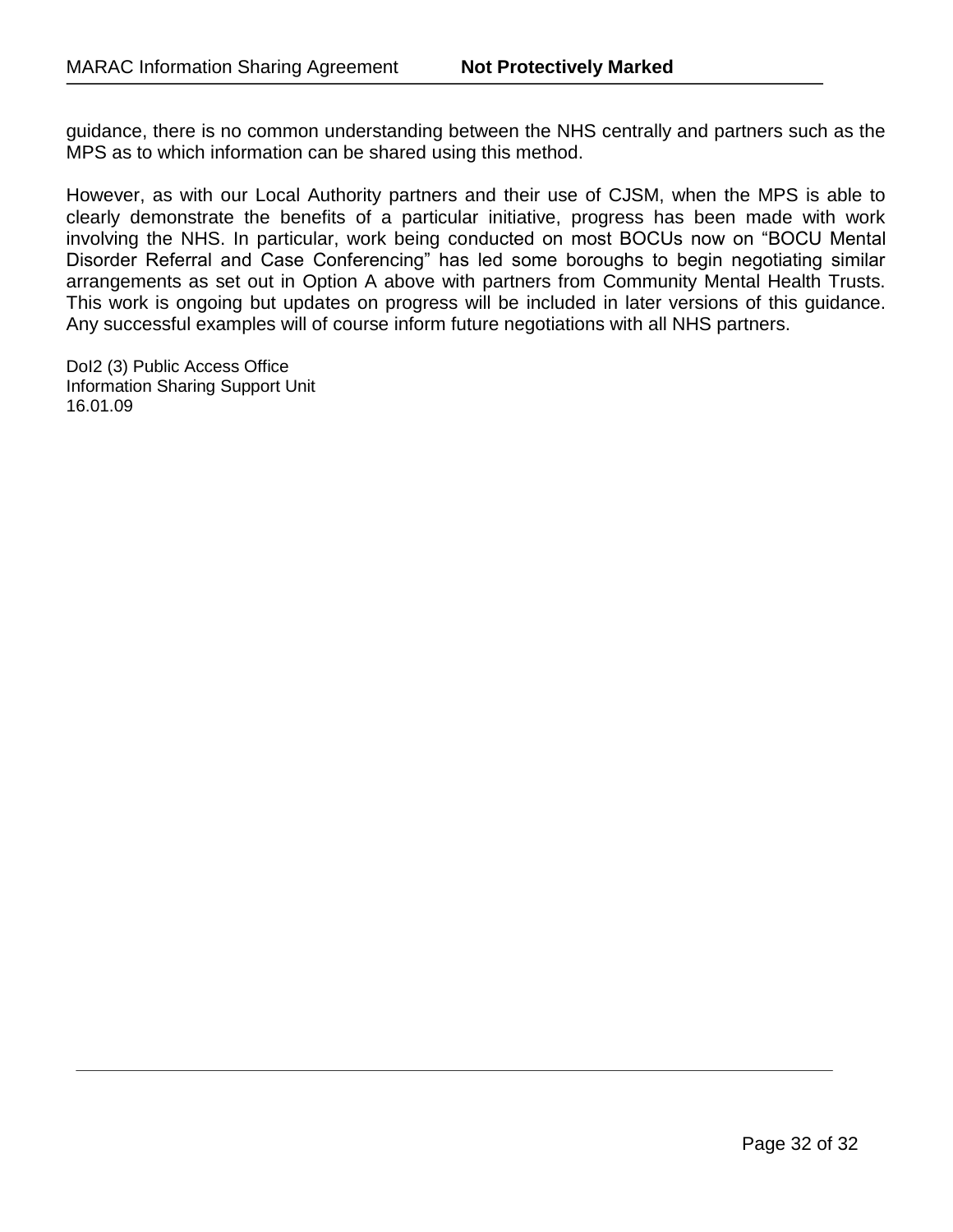guidance, there is no common understanding between the NHS centrally and partners such as the MPS as to which information can be shared using this method.

However, as with our Local Authority partners and their use of CJSM, when the MPS is able to clearly demonstrate the benefits of a particular initiative, progress has been made with work involving the NHS. In particular, work being conducted on most BOCUs now on “BOCU Mental Disorder Referral and Case Conferencing” has led some boroughs to begin negotiating similar arrangements as set out in Option A above with partners from Community Mental Health Trusts. This work is ongoing but updates on progress will be included in later versions of this guidance. Any successful examples will of course inform future negotiations with all NHS partners.

DoI2 (3) Public Access Office
Information Sharing Support Unit
16.01.09